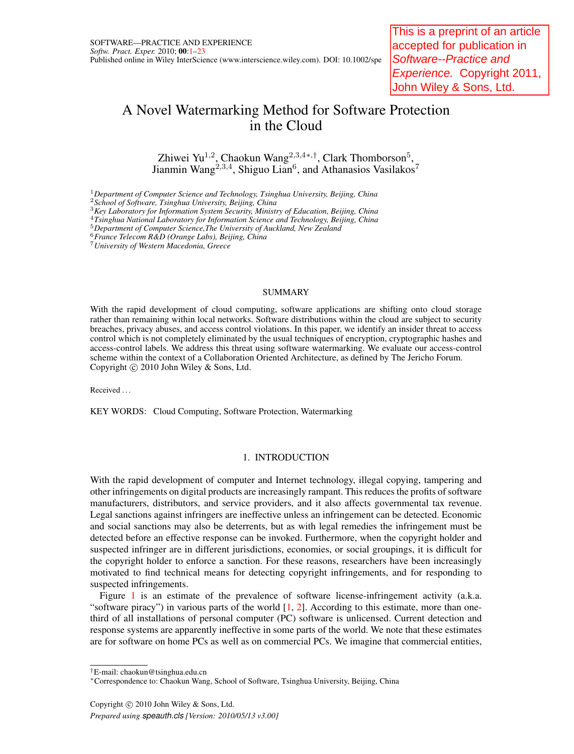This is a preprint of an article accepted for publication in *Software--Practice and Experience.* Copyright 2011, John Wiley & Sons, Ltd.

# A Novel Watermarking Method for Software Protection in the Cloud

Zhiwei Yu[1,2], Chaokun Wang[2,3,4∗,†], Clark Thomborson[5], Jianmin Wang[2,3,4], Shiguo Lian[6], and Athanasios Vasilakos[7]

[1] *Department of Computer Science and Technology, Tsinghua University, Beijing, China*
[2] *School of Software, Tsinghua University, Beijing, China*
[3] *Key Laboratory for Information System Security, Ministry of Education, Beijing, China*
[4] *Tsinghua National Laboratory for Information Science and Technology, Beijing, China*
[5] *Department of Computer Science,The University of Auckland, New Zealand*
[6] *France Telecom R&D (Orange Labs), Beijing, China*
[7] *University of Western Macedonia, Greece*

## SUMMARY

With the rapid development of cloud computing, software applications are shifting onto cloud storage rather than remaining within local networks. Software distributions within the cloud are subject to security breaches, privacy abuses, and access control violations. In this paper, we identify an insider threat to access control which is not completely eliminated by the usual techniques of encryption, cryptographic hashes and access-control labels. We address this threat using software watermarking. We evaluate our access-control scheme within the context of a Collaboration Oriented Architecture, as defined by The Jericho Forum. Copyright © 2010 John Wiley & Sons, Ltd.

Received . . .

KEY WORDS: Cloud Computing, Software Protection, Watermarking

## 1. INTRODUCTION

With the rapid development of computer and Internet technology, illegal copying, tampering and other infringements on digital products are increasingly rampant. This reduces the profits of software manufacturers, distributors, and service providers, and it also affects governmental tax revenue. Legal sanctions against infringers are ineffective unless an infringement can be detected. Economic and social sanctions may also be deterrents, but as with legal remedies the infringement must be detected before an effective response can be invoked. Furthermore, when the copyright holder and suspected infringer are in different jurisdictions, economies, or social groupings, it is difficult for the copyright holder to enforce a sanction. For these reasons, researchers have been increasingly motivated to find technical means for detecting copyright infringements, and for responding to suspected infringements.

Figure 1 is an estimate of the prevalence of software license-infringement activity (a.k.a. "software piracy") in various parts of the world [1, 2]. According to this estimate, more than one-third of all installations of personal computer (PC) software is unlicensed. Current detection and response systems are apparently ineffective in some parts of the world. We note that these estimates are for software on home PCs as well as on commercial PCs. We imagine that commercial entities,

†E-mail: chaokun@tsinghua.edu.cn
∗Correspondence to: Chaokun Wang, School of Software, Tsinghua University, Beijing, China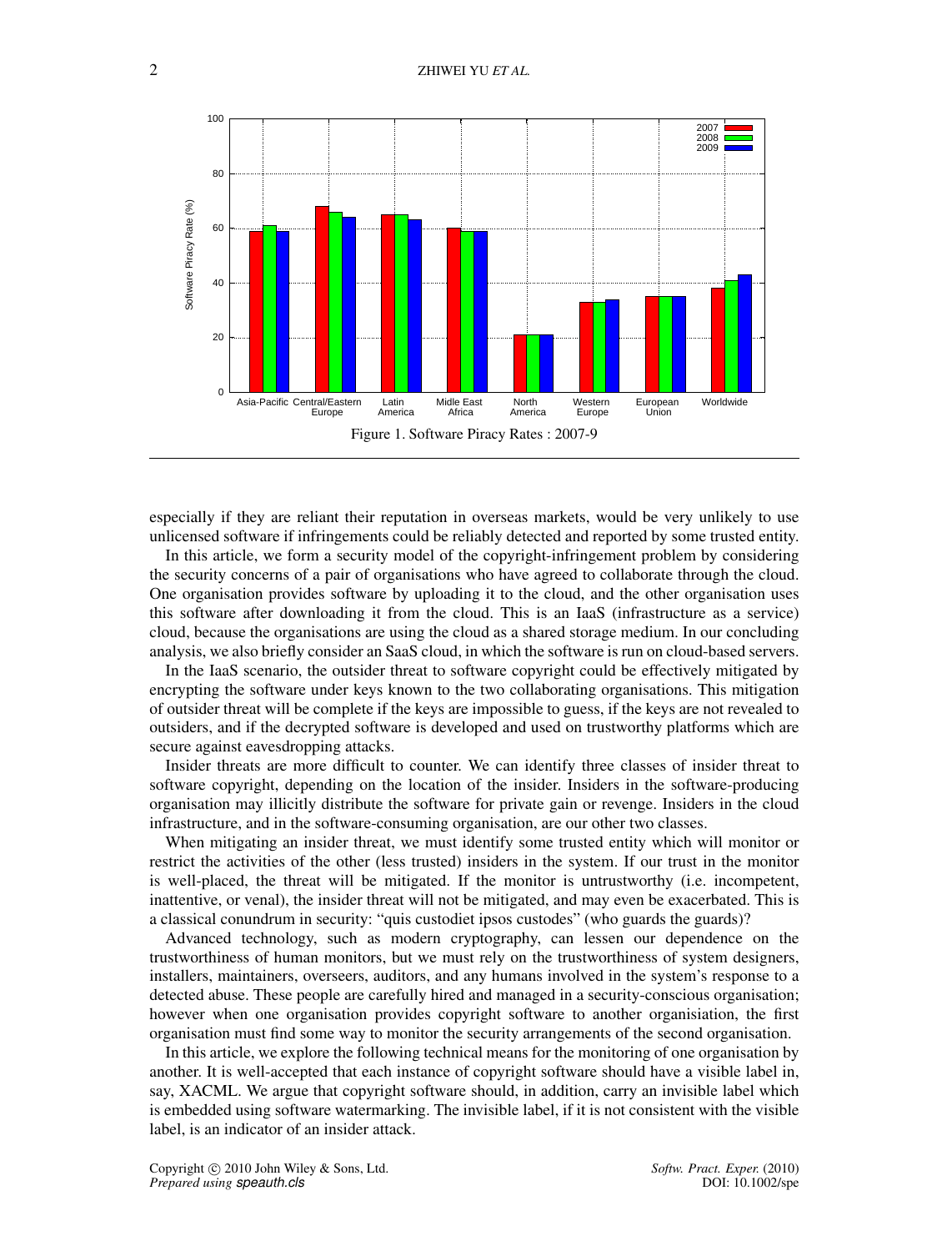Figure 1. Software Piracy Rates : 2007-9

especially if they are reliant their reputation in overseas markets, would be very unlikely to use unlicensed software if infringements could be reliably detected and reported by some trusted entity.

In this article, we form a security model of the copyright-infringement problem by considering the security concerns of a pair of organisations who have agreed to collaborate through the cloud. One organisation provides software by uploading it to the cloud, and the other organisation uses this software after downloading it from the cloud. This is an IaaS (infrastructure as a service) cloud, because the organisations are using the cloud as a shared storage medium. In our concluding analysis, we also briefly consider an SaaS cloud, in which the software is run on cloud-based servers.

In the IaaS scenario, the outsider threat to software copyright could be effectively mitigated by encrypting the software under keys known to the two collaborating organisations. This mitigation of outsider threat will be complete if the keys are impossible to guess, if the keys are not revealed to outsiders, and if the decrypted software is developed and used on trustworthy platforms which are secure against eavesdropping attacks.

Insider threats are more difficult to counter. We can identify three classes of insider threat to software copyright, depending on the location of the insider. Insiders in the software-producing organisation may illicitly distribute the software for private gain or revenge. Insiders in the cloud infrastructure, and in the software-consuming organisation, are our other two classes.

When mitigating an insider threat, we must identify some trusted entity which will monitor or restrict the activities of the other (less trusted) insiders in the system. If our trust in the monitor is well-placed, the threat will be mitigated. If the monitor is untrustworthy (i.e. incompetent, inattentive, or venal), the insider threat will not be mitigated, and may even be exacerbated. This is a classical conundrum in security: "quis custodiet ipsos custodes" (who guards the guards)?

Advanced technology, such as modern cryptography, can lessen our dependence on the trustworthiness of human monitors, but we must rely on the trustworthiness of system designers, installers, maintainers, overseers, auditors, and any humans involved in the system's response to a detected abuse. These people are carefully hired and managed in a security-conscious organisation; however when one organisation provides copyright software to another organisiation, the first organisation must find some way to monitor the security arrangements of the second organisation.

In this article, we explore the following technical means for the monitoring of one organisation by another. It is well-accepted that each instance of copyright software should have a visible label in, say, XACML. We argue that copyright software should, in addition, carry an invisible label which is embedded using software watermarking. The invisible label, if it is not consistent with the visible label, is an indicator of an insider attack.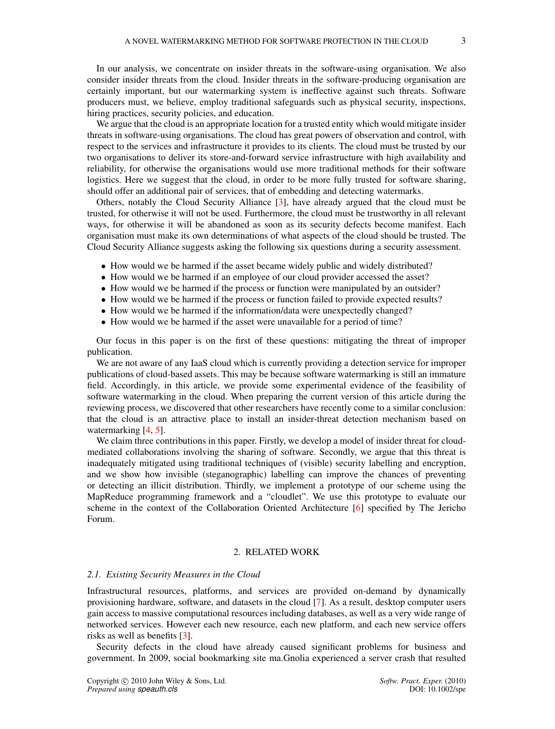In our analysis, we concentrate on insider threats in the software-using organisation. We also consider insider threats from the cloud. Insider threats in the software-producing organisation are certainly important, but our watermarking system is ineffective against such threats. Software producers must, we believe, employ traditional safeguards such as physical security, inspections, hiring practices, security policies, and education.

We argue that the cloud is an appropriate location for a trusted entity which would mitigate insider threats in software-using organisations. The cloud has great powers of observation and control, with respect to the services and infrastructure it provides to its clients. The cloud must be trusted by our two organisations to deliver its store-and-forward service infrastructure with high availability and reliability, for otherwise the organisations would use more traditional methods for their software logistics. Here we suggest that the cloud, in order to be more fully trusted for software sharing, should offer an additional pair of services, that of embedding and detecting watermarks.

Others, notably the Cloud Security Alliance [3], have already argued that the cloud must be trusted, for otherwise it will not be used. Furthermore, the cloud must be trustworthy in all relevant ways, for otherwise it will be abandoned as soon as its security defects become manifest. Each organisation must make its own determinations of what aspects of the cloud should be trusted. The Cloud Security Alliance suggests asking the following six questions during a security assessment.

- How would we be harmed if the asset became widely public and widely distributed?
- How would we be harmed if an employee of our cloud provider accessed the asset?
- How would we be harmed if the process or function were manipulated by an outsider?
- How would we be harmed if the process or function failed to provide expected results?
- How would we be harmed if the information/data were unexpectedly changed?
- How would we be harmed if the asset were unavailable for a period of time?

Our focus in this paper is on the first of these questions: mitigating the threat of improper publication.

We are not aware of any IaaS cloud which is currently providing a detection service for improper publications of cloud-based assets. This may be because software watermarking is still an immature field. Accordingly, in this article, we provide some experimental evidence of the feasibility of software watermarking in the cloud. When preparing the current version of this article during the reviewing process, we discovered that other researchers have recently come to a similar conclusion: that the cloud is an attractive place to install an insider-threat detection mechanism based on watermarking [4, 5].

We claim three contributions in this paper. Firstly, we develop a model of insider threat for cloud-mediated collaborations involving the sharing of software. Secondly, we argue that this threat is inadequately mitigated using traditional techniques of (visible) security labelling and encryption, and we show how invisible (steganographic) labelling can improve the chances of preventing or detecting an illicit distribution. Thirdly, we implement a prototype of our scheme using the MapReduce programming framework and a "cloudlet". We use this prototype to evaluate our scheme in the context of the Collaboration Oriented Architecture [6] specified by The Jericho Forum.

## 2. RELATED WORK

### *2.1. Existing Security Measures in the Cloud*

Infrastructural resources, platforms, and services are provided on-demand by dynamically provisioning hardware, software, and datasets in the cloud [7]. As a result, desktop computer users gain access to massive computational resources including databases, as well as a very wide range of networked services. However each new resource, each new platform, and each new service offers risks as well as benefits [3].

Security defects in the cloud have already caused significant problems for business and government. In 2009, social bookmarking site ma.Gnolia experienced a server crash that resulted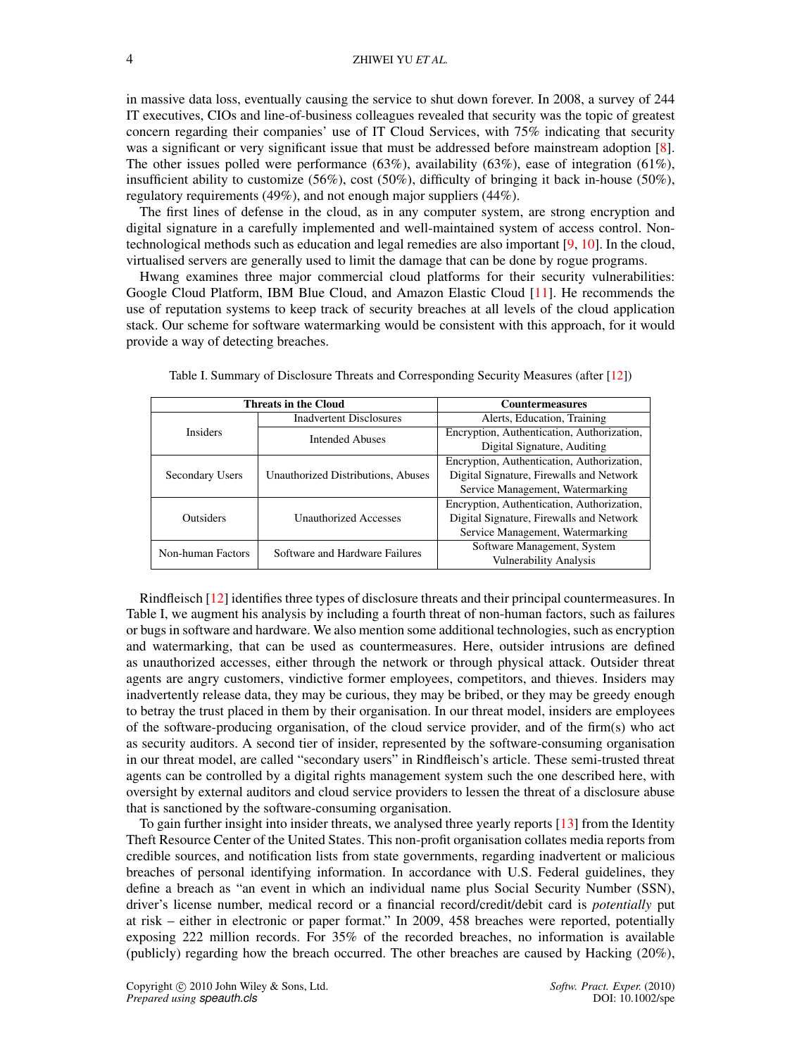in massive data loss, eventually causing the service to shut down forever. In 2008, a survey of 244 IT executives, CIOs and line-of-business colleagues revealed that security was the topic of greatest concern regarding their companies' use of IT Cloud Services, with 75% indicating that security was a significant or very significant issue that must be addressed before mainstream adoption [8]. The other issues polled were performance (63%), availability (63%), ease of integration (61%), insufficient ability to customize (56%), cost (50%), difficulty of bringing it back in-house (50%), regulatory requirements (49%), and not enough major suppliers (44%).

The first lines of defense in the cloud, as in any computer system, are strong encryption and digital signature in a carefully implemented and well-maintained system of access control. Non-technological methods such as education and legal remedies are also important [9, 10]. In the cloud, virtualised servers are generally used to limit the damage that can be done by rogue programs.

Hwang examines three major commercial cloud platforms for their security vulnerabilities: Google Cloud Platform, IBM Blue Cloud, and Amazon Elastic Cloud [11]. He recommends the use of reputation systems to keep track of security breaches at all levels of the cloud application stack. Our scheme for software watermarking would be consistent with this approach, for it would provide a way of detecting breaches.

Table I. Summary of Disclosure Threats and Corresponding Security Measures (after [12])

| **Threats in the Cloud** | | **Countermeasures** |
|---|---|---|
| Insiders | Inadvertent Disclosures | Alerts, Education, Training |
| | Intended Abuses | Encryption, Authentication, Authorization, Digital Signature, Auditing |
| Secondary Users | Unauthorized Distributions, Abuses | Encryption, Authentication, Authorization, Digital Signature, Firewalls and Network Service Management, Watermarking |
| Outsiders | Unauthorized Accesses | Encryption, Authentication, Authorization, Digital Signature, Firewalls and Network Service Management, Watermarking |
| Non-human Factors | Software and Hardware Failures | Software Management, System Vulnerability Analysis |

Rindfleisch [12] identifies three types of disclosure threats and their principal countermeasures. In Table I, we augment his analysis by including a fourth threat of non-human factors, such as failures or bugs in software and hardware. We also mention some additional technologies, such as encryption and watermarking, that can be used as countermeasures. Here, outsider intrusions are defined as unauthorized accesses, either through the network or through physical attack. Outsider threat agents are angry customers, vindictive former employees, competitors, and thieves. Insiders may inadvertently release data, they may be curious, they may be bribed, or they may be greedy enough to betray the trust placed in them by their organisation. In our threat model, insiders are employees of the software-producing organisation, of the cloud service provider, and of the firm(s) who act as security auditors. A second tier of insider, represented by the software-consuming organisation in our threat model, are called "secondary users" in Rindfleisch's article. These semi-trusted threat agents can be controlled by a digital rights management system such the one described here, with oversight by external auditors and cloud service providers to lessen the threat of a disclosure abuse that is sanctioned by the software-consuming organisation.

To gain further insight into insider threats, we analysed three yearly reports [13] from the Identity Theft Resource Center of the United States. This non-profit organisation collates media reports from credible sources, and notification lists from state governments, regarding inadvertent or malicious breaches of personal identifying information. In accordance with U.S. Federal guidelines, they define a breach as "an event in which an individual name plus Social Security Number (SSN), driver's license number, medical record or a financial record/credit/debit card is *potentially* put at risk – either in electronic or paper format." In 2009, 458 breaches were reported, potentially exposing 222 million records. For 35% of the recorded breaches, no information is available (publicly) regarding how the breach occurred. The other breaches are caused by Hacking (20%),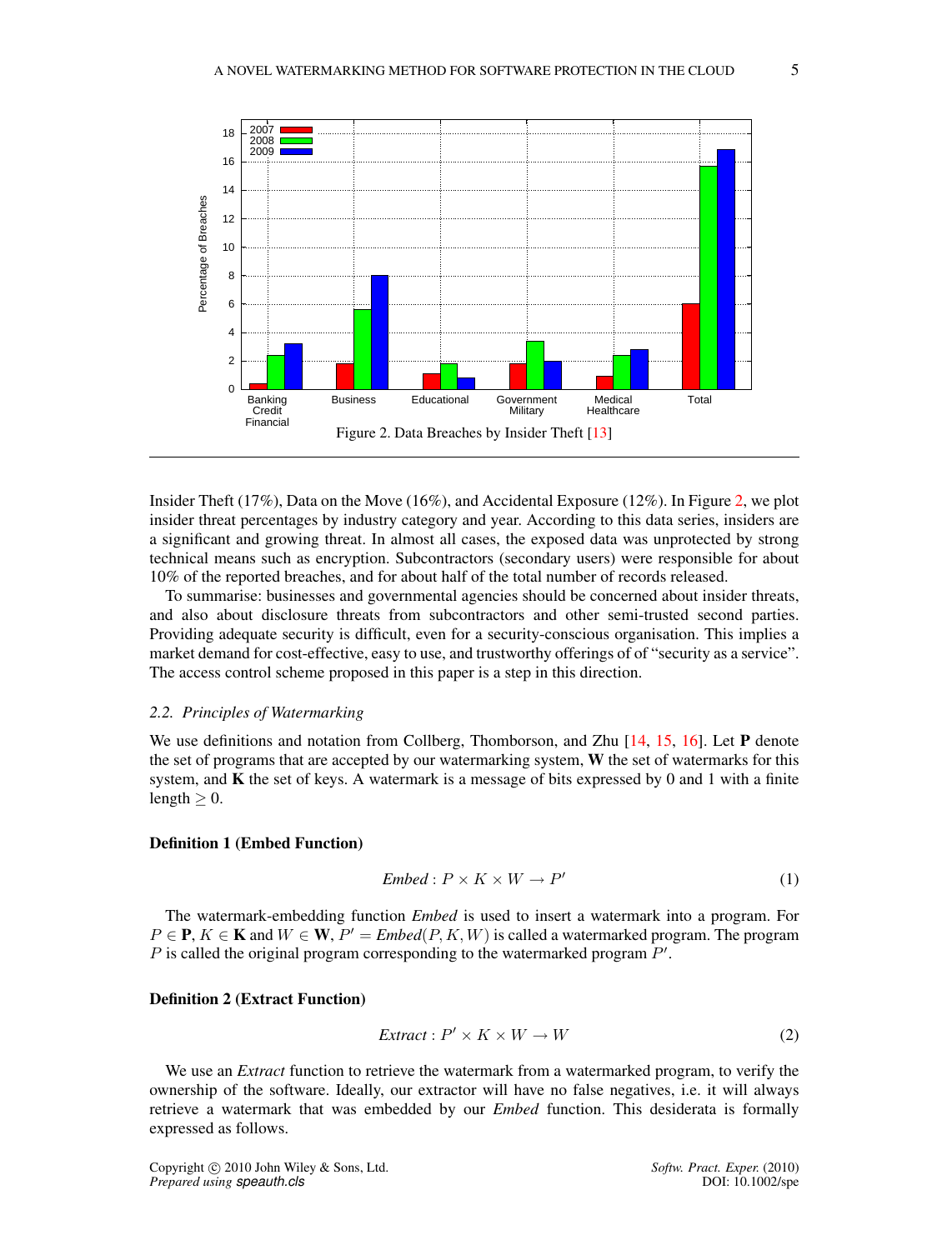Figure 2. Data Breaches by Insider Theft [13]

Insider Theft (17%), Data on the Move (16%), and Accidental Exposure (12%). In Figure 2, we plot insider threat percentages by industry category and year. According to this data series, insiders are a significant and growing threat. In almost all cases, the exposed data was unprotected by strong technical means such as encryption. Subcontractors (secondary users) were responsible for about 10% of the reported breaches, and for about half of the total number of records released.

To summarise: businesses and governmental agencies should be concerned about insider threats, and also about disclosure threats from subcontractors and other semi-trusted second parties. Providing adequate security is difficult, even for a security-conscious organisation. This implies a market demand for cost-effective, easy to use, and trustworthy offerings of of "security as a service". The access control scheme proposed in this paper is a step in this direction.

### 2.2. *Principles of Watermarking*

We use definitions and notation from Collberg, Thomborson, and Zhu [14, 15, 16]. Let $\mathbf{P}$ denote the set of programs that are accepted by our watermarking system, $\mathbf{W}$ the set of watermarks for this system, and $\mathbf{K}$ the set of keys. A watermark is a message of bits expressed by 0 and 1 with a finite length $\geq 0$.

**Definition 1 (Embed Function)**

$$Embed : P \times K \times W \rightarrow P' \tag{1}$$

The watermark-embedding function *Embed* is used to insert a watermark into a program. For $P \in \mathbf{P}$, $K \in \mathbf{K}$ and $W \in \mathbf{W}$, $P' = Embed(P, K, W)$ is called a watermarked program. The program $P$ is called the original program corresponding to the watermarked program $P'$.

**Definition 2 (Extract Function)**

$$Extract : P' \times K \times W \rightarrow W \tag{2}$$

We use an *Extract* function to retrieve the watermark from a watermarked program, to verify the ownership of the software. Ideally, our extractor will have no false negatives, i.e. it will always retrieve a watermark that was embedded by our *Embed* function. This desiderata is formally expressed as follows.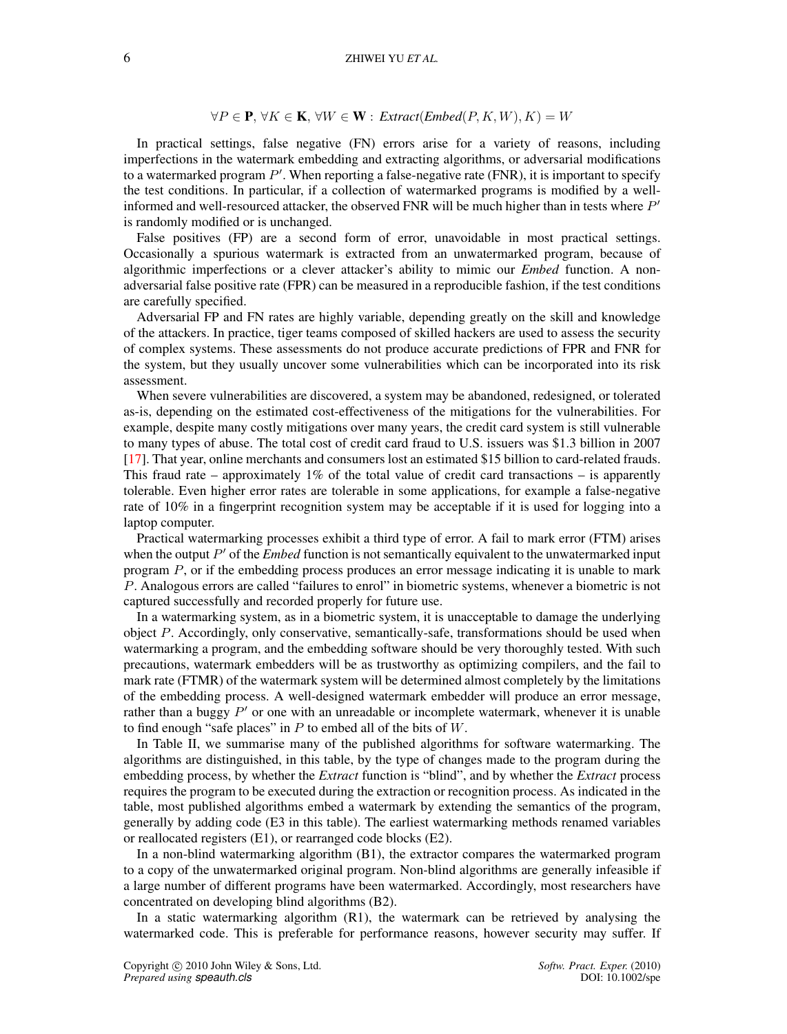$$\forall P \in \mathbf{P},\, \forall K \in \mathbf{K},\, \forall W \in \mathbf{W} : \textit{Extract}(\textit{Embed}(P, K, W), K) = W$$

In practical settings, false negative (FN) errors arise for a variety of reasons, including imperfections in the watermark embedding and extracting algorithms, or adversarial modifications to a watermarked program $P'$. When reporting a false-negative rate (FNR), it is important to specify the test conditions. In particular, if a collection of watermarked programs is modified by a well-informed and well-resourced attacker, the observed FNR will be much higher than in tests where $P'$ is randomly modified or is unchanged.

False positives (FP) are a second form of error, unavoidable in most practical settings. Occasionally a spurious watermark is extracted from an unwatermarked program, because of algorithmic imperfections or a clever attacker's ability to mimic our *Embed* function. A non-adversarial false positive rate (FPR) can be measured in a reproducible fashion, if the test conditions are carefully specified.

Adversarial FP and FN rates are highly variable, depending greatly on the skill and knowledge of the attackers. In practice, tiger teams composed of skilled hackers are used to assess the security of complex systems. These assessments do not produce accurate predictions of FPR and FNR for the system, but they usually uncover some vulnerabilities which can be incorporated into its risk assessment.

When severe vulnerabilities are discovered, a system may be abandoned, redesigned, or tolerated as-is, depending on the estimated cost-effectiveness of the mitigations for the vulnerabilities. For example, despite many costly mitigations over many years, the credit card system is still vulnerable to many types of abuse. The total cost of credit card fraud to U.S. issuers was \$1.3 billion in 2007 [17]. That year, online merchants and consumers lost an estimated \$15 billion to card-related frauds. This fraud rate – approximately 1% of the total value of credit card transactions – is apparently tolerable. Even higher error rates are tolerable in some applications, for example a false-negative rate of 10% in a fingerprint recognition system may be acceptable if it is used for logging into a laptop computer.

Practical watermarking processes exhibit a third type of error. A fail to mark error (FTM) arises when the output $P'$ of the *Embed* function is not semantically equivalent to the unwatermarked input program $P$, or if the embedding process produces an error message indicating it is unable to mark $P$. Analogous errors are called "failures to enrol" in biometric systems, whenever a biometric is not captured successfully and recorded properly for future use.

In a watermarking system, as in a biometric system, it is unacceptable to damage the underlying object $P$. Accordingly, only conservative, semantically-safe, transformations should be used when watermarking a program, and the embedding software should be very thoroughly tested. With such precautions, watermark embedders will be as trustworthy as optimizing compilers, and the fail to mark rate (FTMR) of the watermark system will be determined almost completely by the limitations of the embedding process. A well-designed watermark embedder will produce an error message, rather than a buggy $P'$ or one with an unreadable or incomplete watermark, whenever it is unable to find enough "safe places" in $P$ to embed all of the bits of $W$.

In Table II, we summarise many of the published algorithms for software watermarking. The algorithms are distinguished, in this table, by the type of changes made to the program during the embedding process, by whether the *Extract* function is "blind", and by whether the *Extract* process requires the program to be executed during the extraction or recognition process. As indicated in the table, most published algorithms embed a watermark by extending the semantics of the program, generally by adding code (E3 in this table). The earliest watermarking methods renamed variables or reallocated registers (E1), or rearranged code blocks (E2).

In a non-blind watermarking algorithm (B1), the extractor compares the watermarked program to a copy of the unwatermarked original program. Non-blind algorithms are generally infeasible if a large number of different programs have been watermarked. Accordingly, most researchers have concentrated on developing blind algorithms (B2).

In a static watermarking algorithm (R1), the watermark can be retrieved by analysing the watermarked code. This is preferable for performance reasons, however security may suffer. If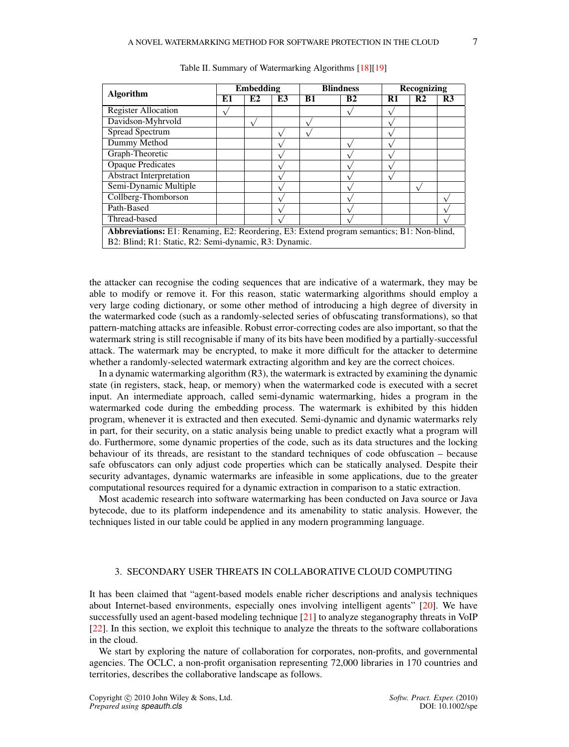Table II. Summary of Watermarking Algorithms [18][19]

| Algorithm | Embedding | | | Blindness | | Recognizing | | |
|---|---|---|---|---|---|---|---|---|
| | E1 | E2 | E3 | B1 | B2 | R1 | R2 | R3 |
| Register Allocation | √ | | | | √ | √ | | |
| Davidson-Myhrvold | | √ | | √ | | √ | | |
| Spread Spectrum | | | √ | √ | | √ | | |
| Dummy Method | | | √ | | √ | √ | | |
| Graph-Theoretic | | | √ | | √ | √ | | |
| Opaque Predicates | | | √ | | √ | √ | | |
| Abstract Interpretation | | | √ | | √ | √ | | |
| Semi-Dynamic Multiple | | | √ | | √ | | √ | |
| Collberg-Thomborson | | | √ | | √ | | | √ |
| Path-Based | | | √ | | √ | | | √ |
| Thread-based | | | √ | | √ | | | √ |

**Abbreviations:** E1: Renaming, E2: Reordering, E3: Extend program semantics; B1: Non-blind, B2: Blind; R1: Static, R2: Semi-dynamic, R3: Dynamic.

the attacker can recognise the coding sequences that are indicative of a watermark, they may be able to modify or remove it. For this reason, static watermarking algorithms should employ a very large coding dictionary, or some other method of introducing a high degree of diversity in the watermarked code (such as a randomly-selected series of obfuscating transformations), so that pattern-matching attacks are infeasible. Robust error-correcting codes are also important, so that the watermark string is still recognisable if many of its bits have been modified by a partially-successful attack. The watermark may be encrypted, to make it more difficult for the attacker to determine whether a randomly-selected watermark extracting algorithm and key are the correct choices.

In a dynamic watermarking algorithm (R3), the watermark is extracted by examining the dynamic state (in registers, stack, heap, or memory) when the watermarked code is executed with a secret input. An intermediate approach, called semi-dynamic watermarking, hides a program in the watermarked code during the embedding process. The watermark is exhibited by this hidden program, whenever it is extracted and then executed. Semi-dynamic and dynamic watermarks rely in part, for their security, on a static analysis being unable to predict exactly what a program will do. Furthermore, some dynamic properties of the code, such as its data structures and the locking behaviour of its threads, are resistant to the standard techniques of code obfuscation – because safe obfuscators can only adjust code properties which can be statically analysed. Despite their security advantages, dynamic watermarks are infeasible in some applications, due to the greater computational resources required for a dynamic extraction in comparison to a static extraction.

Most academic research into software watermarking has been conducted on Java source or Java bytecode, due to its platform independence and its amenability to static analysis. However, the techniques listed in our table could be applied in any modern programming language.

## 3. SECONDARY USER THREATS IN COLLABORATIVE CLOUD COMPUTING

It has been claimed that "agent-based models enable richer descriptions and analysis techniques about Internet-based environments, especially ones involving intelligent agents" [20]. We have successfully used an agent-based modeling technique [21] to analyze steganography threats in VoIP [22]. In this section, we exploit this technique to analyze the threats to the software collaborations in the cloud.

We start by exploring the nature of collaboration for corporates, non-profits, and governmental agencies. The OCLC, a non-profit organisation representing 72,000 libraries in 170 countries and territories, describes the collaborative landscape as follows.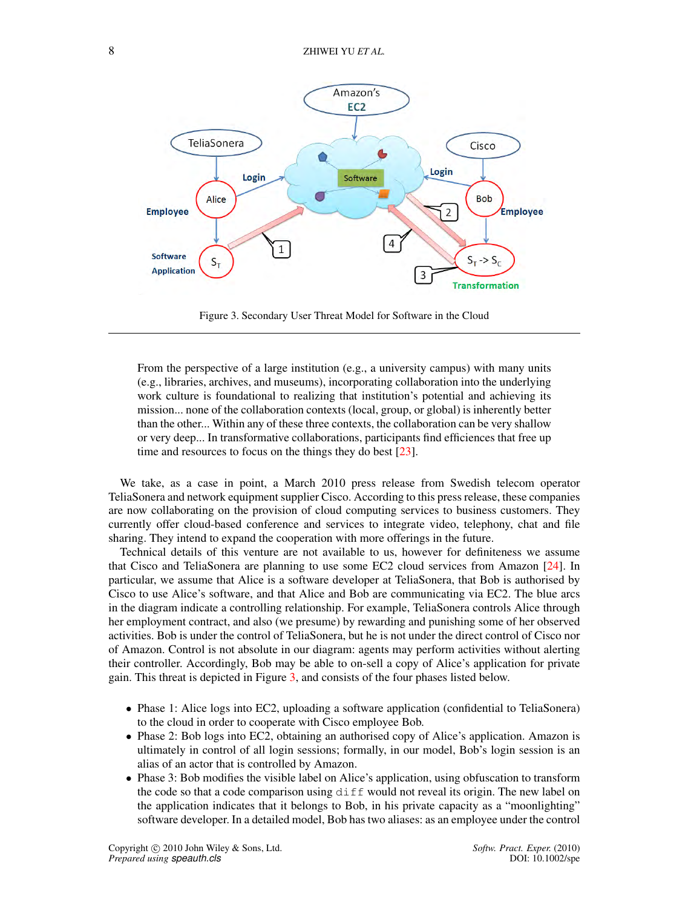Figure 3. Secondary User Threat Model for Software in the Cloud

> From the perspective of a large institution (e.g., a university campus) with many units (e.g., libraries, archives, and museums), incorporating collaboration into the underlying work culture is foundational to realizing that institution's potential and achieving its mission... none of the collaboration contexts (local, group, or global) is inherently better than the other... Within any of these three contexts, the collaboration can be very shallow or very deep... In transformative collaborations, participants find efficiencies that free up time and resources to focus on the things they do best [23].

We take, as a case in point, a March 2010 press release from Swedish telecom operator TeliaSonera and network equipment supplier Cisco. According to this press release, these companies are now collaborating on the provision of cloud computing services to business customers. They currently offer cloud-based conference and services to integrate video, telephony, chat and file sharing. They intend to expand the cooperation with more offerings in the future.

Technical details of this venture are not available to us, however for definiteness we assume that Cisco and TeliaSonera are planning to use some EC2 cloud services from Amazon [24]. In particular, we assume that Alice is a software developer at TeliaSonera, that Bob is authorised by Cisco to use Alice's software, and that Alice and Bob are communicating via EC2. The blue arcs in the diagram indicate a controlling relationship. For example, TeliaSonera controls Alice through her employment contract, and also (we presume) by rewarding and punishing some of her observed activities. Bob is under the control of TeliaSonera, but he is not under the direct control of Cisco nor of Amazon. Control is not absolute in our diagram: agents may perform activities without alerting their controller. Accordingly, Bob may be able to on-sell a copy of Alice's application for private gain. This threat is depicted in Figure 3, and consists of the four phases listed below.

- Phase 1: Alice logs into EC2, uploading a software application (confidential to TeliaSonera) to the cloud in order to cooperate with Cisco employee Bob.
- Phase 2: Bob logs into EC2, obtaining an authorised copy of Alice's application. Amazon is ultimately in control of all login sessions; formally, in our model, Bob's login session is an alias of an actor that is controlled by Amazon.
- Phase 3: Bob modifies the visible label on Alice's application, using obfuscation to transform the code so that a code comparison using `diff` would not reveal its origin. The new label on the application indicates that it belongs to Bob, in his private capacity as a "moonlighting" software developer. In a detailed model, Bob has two aliases: as an employee under the control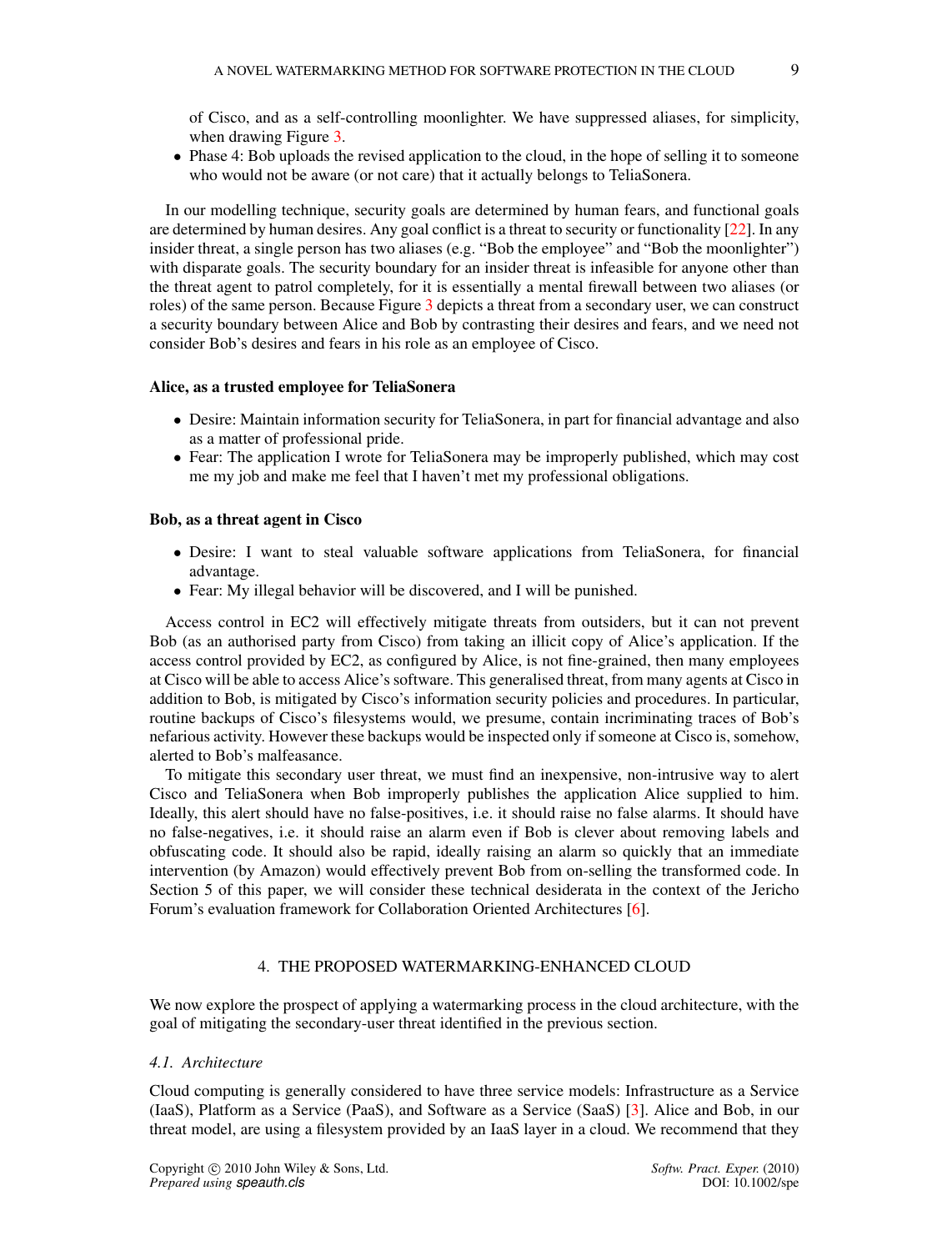of Cisco, and as a self-controlling moonlighter. We have suppressed aliases, for simplicity, when drawing Figure 3.

- Phase 4: Bob uploads the revised application to the cloud, in the hope of selling it to someone who would not be aware (or not care) that it actually belongs to TeliaSonera.

In our modelling technique, security goals are determined by human fears, and functional goals are determined by human desires. Any goal conflict is a threat to security or functionality [22]. In any insider threat, a single person has two aliases (e.g. "Bob the employee" and "Bob the moonlighter") with disparate goals. The security boundary for an insider threat is infeasible for anyone other than the threat agent to patrol completely, for it is essentially a mental firewall between two aliases (or roles) of the same person. Because Figure 3 depicts a threat from a secondary user, we can construct a security boundary between Alice and Bob by contrasting their desires and fears, and we need not consider Bob's desires and fears in his role as an employee of Cisco.

**Alice, as a trusted employee for TeliaSonera**

- Desire: Maintain information security for TeliaSonera, in part for financial advantage and also as a matter of professional pride.
- Fear: The application I wrote for TeliaSonera may be improperly published, which may cost me my job and make me feel that I haven't met my professional obligations.

**Bob, as a threat agent in Cisco**

- Desire: I want to steal valuable software applications from TeliaSonera, for financial advantage.
- Fear: My illegal behavior will be discovered, and I will be punished.

Access control in EC2 will effectively mitigate threats from outsiders, but it can not prevent Bob (as an authorised party from Cisco) from taking an illicit copy of Alice's application. If the access control provided by EC2, as configured by Alice, is not fine-grained, then many employees at Cisco will be able to access Alice's software. This generalised threat, from many agents at Cisco in addition to Bob, is mitigated by Cisco's information security policies and procedures. In particular, routine backups of Cisco's filesystems would, we presume, contain incriminating traces of Bob's nefarious activity. However these backups would be inspected only if someone at Cisco is, somehow, alerted to Bob's malfeasance.

To mitigate this secondary user threat, we must find an inexpensive, non-intrusive way to alert Cisco and TeliaSonera when Bob improperly publishes the application Alice supplied to him. Ideally, this alert should have no false-positives, i.e. it should raise no false alarms. It should have no false-negatives, i.e. it should raise an alarm even if Bob is clever about removing labels and obfuscating code. It should also be rapid, ideally raising an alarm so quickly that an immediate intervention (by Amazon) would effectively prevent Bob from on-selling the transformed code. In Section 5 of this paper, we will consider these technical desiderata in the context of the Jericho Forum's evaluation framework for Collaboration Oriented Architectures [6].

## 4. THE PROPOSED WATERMARKING-ENHANCED CLOUD

We now explore the prospect of applying a watermarking process in the cloud architecture, with the goal of mitigating the secondary-user threat identified in the previous section.

### *4.1. Architecture*

Cloud computing is generally considered to have three service models: Infrastructure as a Service (IaaS), Platform as a Service (PaaS), and Software as a Service (SaaS) [3]. Alice and Bob, in our threat model, are using a filesystem provided by an IaaS layer in a cloud. We recommend that they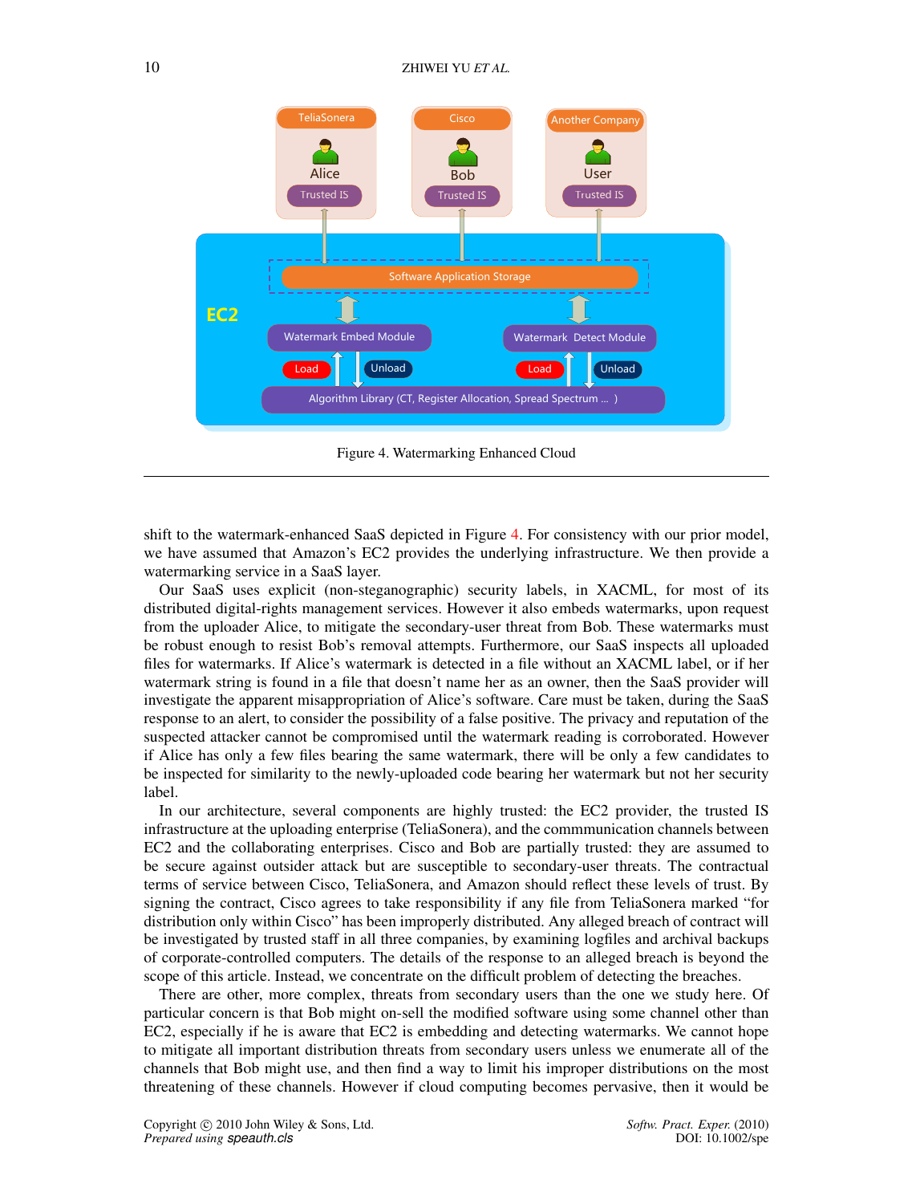TeliaSonera
Alice
Trusted IS

Cisco
Bob
Trusted IS

Another Company
User
Trusted IS

EC2

Software Application Storage

Watermark Embed Module

Watermark Detect Module

Load

Unload

Load

Unload

Algorithm Library (CT, Register Allocation, Spread Spectrum ... )

Figure 4. Watermarking Enhanced Cloud

---

shift to the watermark-enhanced SaaS depicted in Figure 4. For consistency with our prior model, we have assumed that Amazon's EC2 provides the underlying infrastructure. We then provide a watermarking service in a SaaS layer.

Our SaaS uses explicit (non-steganographic) security labels, in XACML, for most of its distributed digital-rights management services. However it also embeds watermarks, upon request from the uploader Alice, to mitigate the secondary-user threat from Bob. These watermarks must be robust enough to resist Bob's removal attempts. Furthermore, our SaaS inspects all uploaded files for watermarks. If Alice's watermark is detected in a file without an XACML label, or if her watermark string is found in a file that doesn't name her as an owner, then the SaaS provider will investigate the apparent misappropriation of Alice's software. Care must be taken, during the SaaS response to an alert, to consider the possibility of a false positive. The privacy and reputation of the suspected attacker cannot be compromised until the watermark reading is corroborated. However if Alice has only a few files bearing the same watermark, there will be only a few candidates to be inspected for similarity to the newly-uploaded code bearing her watermark but not her security label.

In our architecture, several components are highly trusted: the EC2 provider, the trusted IS infrastructure at the uploading enterprise (TeliaSonera), and the commmunication channels between EC2 and the collaborating enterprises. Cisco and Bob are partially trusted: they are assumed to be secure against outsider attack but are susceptible to secondary-user threats. The contractual terms of service between Cisco, TeliaSonera, and Amazon should reflect these levels of trust. By signing the contract, Cisco agrees to take responsibility if any file from TeliaSonera marked "for distribution only within Cisco" has been improperly distributed. Any alleged breach of contract will be investigated by trusted staff in all three companies, by examining logfiles and archival backups of corporate-controlled computers. The details of the response to an alleged breach is beyond the scope of this article. Instead, we concentrate on the difficult problem of detecting the breaches.

There are other, more complex, threats from secondary users than the one we study here. Of particular concern is that Bob might on-sell the modified software using some channel other than EC2, especially if he is aware that EC2 is embedding and detecting watermarks. We cannot hope to mitigate all important distribution threats from secondary users unless we enumerate all of the channels that Bob might use, and then find a way to limit his improper distributions on the most threatening of these channels. However if cloud computing becomes pervasive, then it would be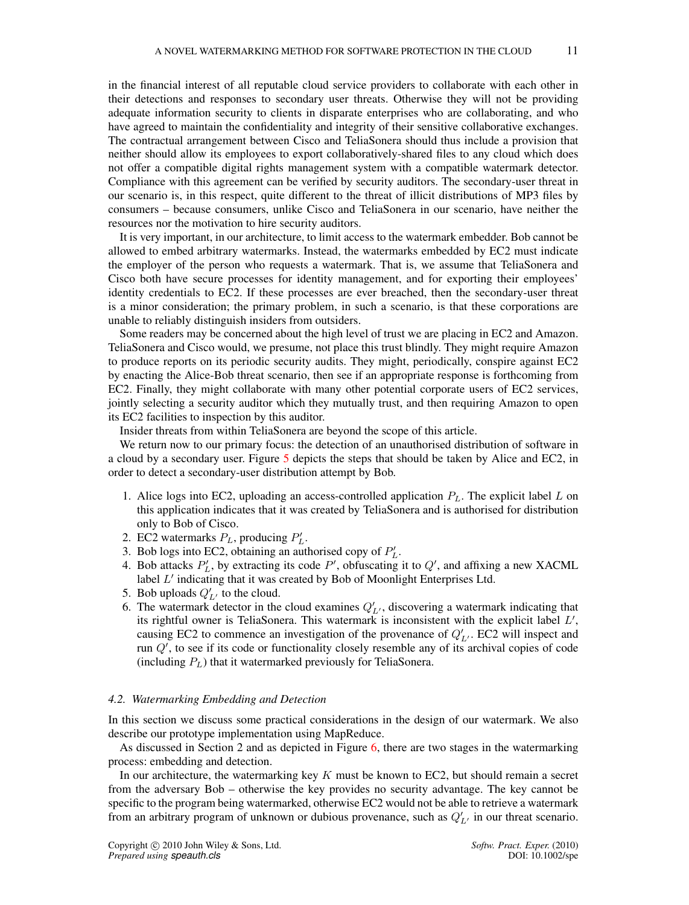in the financial interest of all reputable cloud service providers to collaborate with each other in their detections and responses to secondary user threats. Otherwise they will not be providing adequate information security to clients in disparate enterprises who are collaborating, and who have agreed to maintain the confidentiality and integrity of their sensitive collaborative exchanges. The contractual arrangement between Cisco and TeliaSonera should thus include a provision that neither should allow its employees to export collaboratively-shared files to any cloud which does not offer a compatible digital rights management system with a compatible watermark detector. Compliance with this agreement can be verified by security auditors. The secondary-user threat in our scenario is, in this respect, quite different to the threat of illicit distributions of MP3 files by consumers – because consumers, unlike Cisco and TeliaSonera in our scenario, have neither the resources nor the motivation to hire security auditors.

It is very important, in our architecture, to limit access to the watermark embedder. Bob cannot be allowed to embed arbitrary watermarks. Instead, the watermarks embedded by EC2 must indicate the employer of the person who requests a watermark. That is, we assume that TeliaSonera and Cisco both have secure processes for identity management, and for exporting their employees' identity credentials to EC2. If these processes are ever breached, then the secondary-user threat is a minor consideration; the primary problem, in such a scenario, is that these corporations are unable to reliably distinguish insiders from outsiders.

Some readers may be concerned about the high level of trust we are placing in EC2 and Amazon. TeliaSonera and Cisco would, we presume, not place this trust blindly. They might require Amazon to produce reports on its periodic security audits. They might, periodically, conspire against EC2 by enacting the Alice-Bob threat scenario, then see if an appropriate response is forthcoming from EC2. Finally, they might collaborate with many other potential corporate users of EC2 services, jointly selecting a security auditor which they mutually trust, and then requiring Amazon to open its EC2 facilities to inspection by this auditor.

Insider threats from within TeliaSonera are beyond the scope of this article.

We return now to our primary focus: the detection of an unauthorised distribution of software in a cloud by a secondary user. Figure 5 depicts the steps that should be taken by Alice and EC2, in order to detect a secondary-user distribution attempt by Bob.

1. Alice logs into EC2, uploading an access-controlled application $P_L$. The explicit label $L$ on this application indicates that it was created by TeliaSonera and is authorised for distribution only to Bob of Cisco.
2. EC2 watermarks $P_L$, producing $P'_L$.
3. Bob logs into EC2, obtaining an authorised copy of $P'_L$.
4. Bob attacks $P'_L$, by extracting its code $P'$, obfuscating it to $Q'$, and affixing a new XACML label $L'$ indicating that it was created by Bob of Moonlight Enterprises Ltd.
5. Bob uploads $Q'_{L'}$ to the cloud.
6. The watermark detector in the cloud examines $Q'_{L'}$, discovering a watermark indicating that its rightful owner is TeliaSonera. This watermark is inconsistent with the explicit label $L'$, causing EC2 to commence an investigation of the provenance of $Q'_{L'}$. EC2 will inspect and run $Q'$, to see if its code or functionality closely resemble any of its archival copies of code (including $P_L$) that it watermarked previously for TeliaSonera.

### 4.2. Watermarking Embedding and Detection

In this section we discuss some practical considerations in the design of our watermark. We also describe our prototype implementation using MapReduce.

As discussed in Section 2 and as depicted in Figure 6, there are two stages in the watermarking process: embedding and detection.

In our architecture, the watermarking key $K$ must be known to EC2, but should remain a secret from the adversary Bob – otherwise the key provides no security advantage. The key cannot be specific to the program being watermarked, otherwise EC2 would not be able to retrieve a watermark from an arbitrary program of unknown or dubious provenance, such as $Q'_{L'}$ in our threat scenario.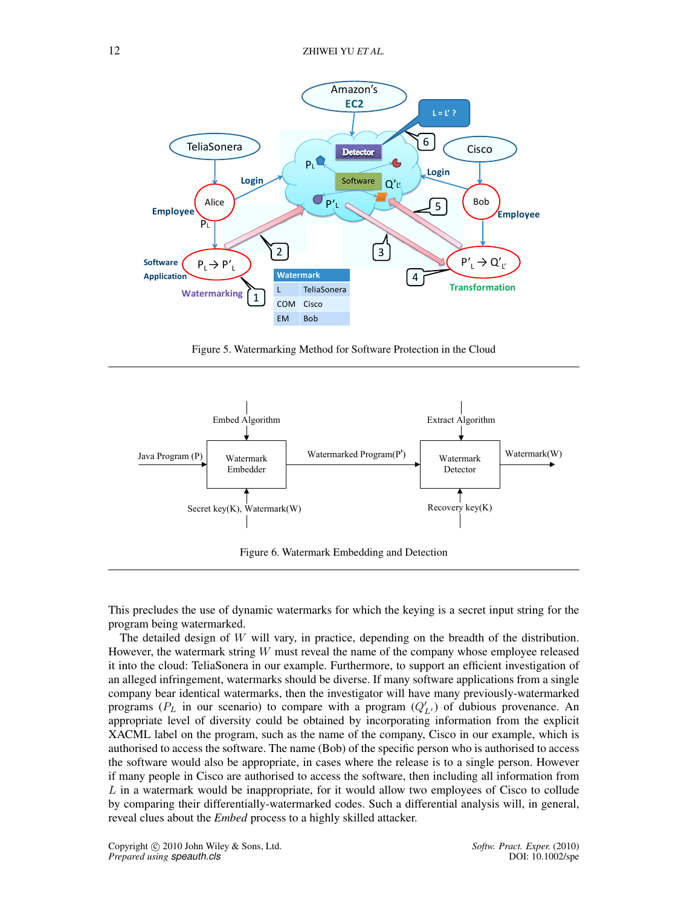Figure 5. Watermarking Method for Software Protection in the Cloud

Figure 6. Watermark Embedding and Detection

This precludes the use of dynamic watermarks for which the keying is a secret input string for the program being watermarked.

The detailed design of $W$ will vary, in practice, depending on the breadth of the distribution. However, the watermark string $W$ must reveal the name of the company whose employee released it into the cloud: TeliaSonera in our example. Furthermore, to support an efficient investigation of an alleged infringement, watermarks should be diverse. If many software applications from a single company bear identical watermarks, then the investigator will have many previously-watermarked programs ($P_L$ in our scenario) to compare with a program ($Q'_{L'}$) of dubious provenance. An appropriate level of diversity could be obtained by incorporating information from the explicit XACML label on the program, such as the name of the company, Cisco in our example, which is authorised to access the software. The name (Bob) of the specific person who is authorised to access the software would also be appropriate, in cases where the release is to a single person. However if many people in Cisco are authorised to access the software, then including all information from $L$ in a watermark would be inappropriate, for it would allow two employees of Cisco to collude by comparing their differentially-watermarked codes. Such a differential analysis will, in general, reveal clues about the *Embed* process to a highly skilled attacker.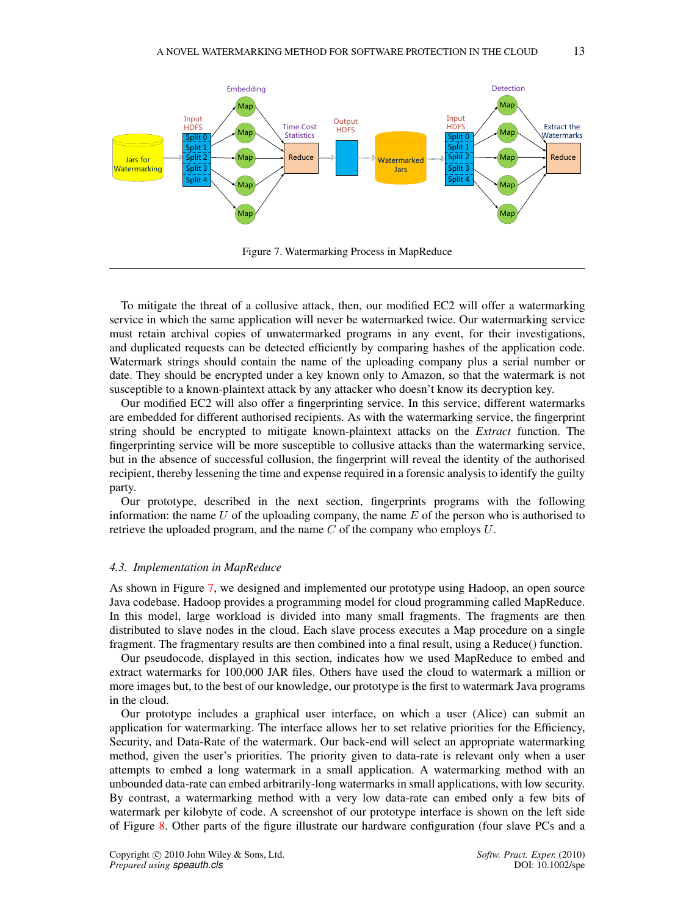Figure 7. Watermarking Process in MapReduce

To mitigate the threat of a collusive attack, then, our modified EC2 will offer a watermarking service in which the same application will never be watermarked twice. Our watermarking service must retain archival copies of unwatermarked programs in any event, for their investigations, and duplicated requests can be detected efficiently by comparing hashes of the application code. Watermark strings should contain the name of the uploading company plus a serial number or date. They should be encrypted under a key known only to Amazon, so that the watermark is not susceptible to a known-plaintext attack by any attacker who doesn't know its decryption key.

Our modified EC2 will also offer a fingerprinting service. In this service, different watermarks are embedded for different authorised recipients. As with the watermarking service, the fingerprint string should be encrypted to mitigate known-plaintext attacks on the *Extract* function. The fingerprinting service will be more susceptible to collusive attacks than the watermarking service, but in the absence of successful collusion, the fingerprint will reveal the identity of the authorised recipient, thereby lessening the time and expense required in a forensic analysis to identify the guilty party.

Our prototype, described in the next section, fingerprints programs with the following information: the name $U$ of the uploading company, the name $E$ of the person who is authorised to retrieve the uploaded program, and the name $C$ of the company who employs $U$.

### 4.3. Implementation in MapReduce

As shown in Figure 7, we designed and implemented our prototype using Hadoop, an open source Java codebase. Hadoop provides a programming model for cloud programming called MapReduce. In this model, large workload is divided into many small fragments. The fragments are then distributed to slave nodes in the cloud. Each slave process executes a Map procedure on a single fragment. The fragmentary results are then combined into a final result, using a Reduce() function.

Our pseudocode, displayed in this section, indicates how we used MapReduce to embed and extract watermarks for 100,000 JAR files. Others have used the cloud to watermark a million or more images but, to the best of our knowledge, our prototype is the first to watermark Java programs in the cloud.

Our prototype includes a graphical user interface, on which a user (Alice) can submit an application for watermarking. The interface allows her to set relative priorities for the Efficiency, Security, and Data-Rate of the watermark. Our back-end will select an appropriate watermarking method, given the user's priorities. The priority given to data-rate is relevant only when a user attempts to embed a long watermark in a small application. A watermarking method with an unbounded data-rate can embed arbitrarily-long watermarks in small applications, with low security. By contrast, a watermarking method with a very low data-rate can embed only a few bits of watermark per kilobyte of code. A screenshot of our prototype interface is shown on the left side of Figure 8. Other parts of the figure illustrate our hardware configuration (four slave PCs and a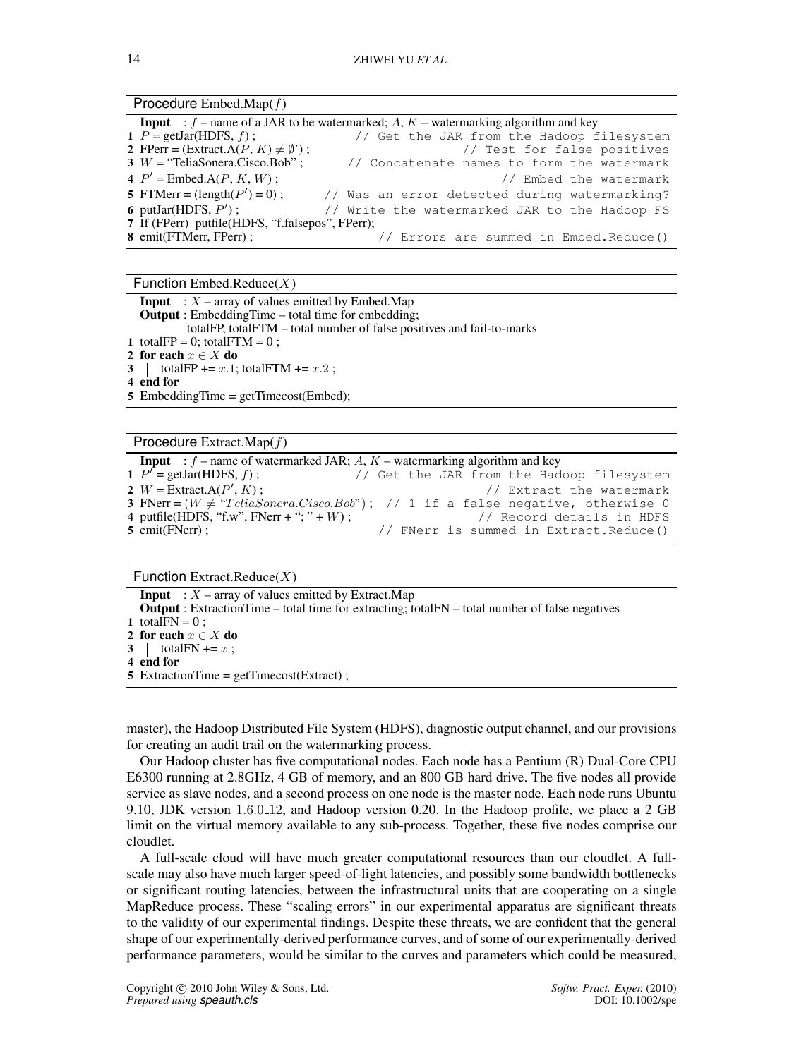**Procedure** Embed.Map($f$)

```
   Input : f – name of a JAR to be watermarked; A, K – watermarking algorithm and key
1  P = getJar(HDFS, f) ;                        // Get the JAR from the Hadoop filesystem
2  FPerr = (Extract.A(P, K) ≠ ∅') ;                        // Test for false positives
3  W = "TeliaSonera.Cisco.Bob" ;           // Concatenate names to form the watermark
4  P' = Embed.A(P, K, W) ;                                    // Embed the watermark
5  FTMerr = (length(P') = 0) ;        // Was an error detected during watermarking?
6  putJar(HDFS, P') ;                  // Write the watermarked JAR to the Hadoop FS
7  If (FPerr)  putfile(HDFS, "f.falsepos", FPerr);
8  emit(FTMerr, FPerr) ;                          // Errors are summed in Embed.Reduce()
```

**Function** Embed.Reduce($X$)

```
   Input  : X – array of values emitted by Embed.Map
   Output : EmbeddingTime – total time for embedding;
            totalFP, totalFTM – total number of false positives and fail-to-marks
1  totalFP = 0; totalFTM = 0 ;
2  for each x ∈ X do
3  |  totalFP += x.1; totalFTM += x.2 ;
4  end for
5  EmbeddingTime = getTimecost(Embed);
```

**Procedure** Extract.Map($f$)

```
   Input : f – name of watermarked JAR; A, K – watermarking algorithm and key
1  P' = getJar(HDFS, f) ;                       // Get the JAR from the Hadoop filesystem
2  W = Extract.A(P', K) ;                                     // Extract the watermark
3  FNerr = (W ≠ "TeliaSonera.Cisco.Bob") ;  // 1 if a false negative, otherwise 0
4  putfile(HDFS, "f.w", FNerr + "; " + W) ;                // Record details in HDFS
5  emit(FNerr) ;                                // FNerr is summed in Extract.Reduce()
```

**Function** Extract.Reduce($X$)

```
   Input  : X – array of values emitted by Extract.Map
   Output : ExtractionTime – total time for extracting; totalFN – total number of false negatives
1  totalFN = 0 ;
2  for each x ∈ X do
3  |  totalFN += x ;
4  end for
5  ExtractionTime = getTimecost(Extract) ;
```

master), the Hadoop Distributed File System (HDFS), diagnostic output channel, and our provisions for creating an audit trail on the watermarking process.

Our Hadoop cluster has five computational nodes. Each node has a Pentium (R) Dual-Core CPU E6300 running at 2.8GHz, 4 GB of memory, and an 800 GB hard drive. The five nodes all provide service as slave nodes, and a second process on one node is the master node. Each node runs Ubuntu 9.10, JDK version 1.6.0_12, and Hadoop version 0.20. In the Hadoop profile, we place a 2 GB limit on the virtual memory available to any sub-process. Together, these five nodes comprise our cloudlet.

A full-scale cloud will have much greater computational resources than our cloudlet. A full-scale may also have much larger speed-of-light latencies, and possibly some bandwidth bottlenecks or significant routing latencies, between the infrastructural units that are cooperating on a single MapReduce process. These "scaling errors" in our experimental apparatus are significant threats to the validity of our experimental findings. Despite these threats, we are confident that the general shape of our experimentally-derived performance curves, and of some of our experimentally-derived performance parameters, would be similar to the curves and parameters which could be measured,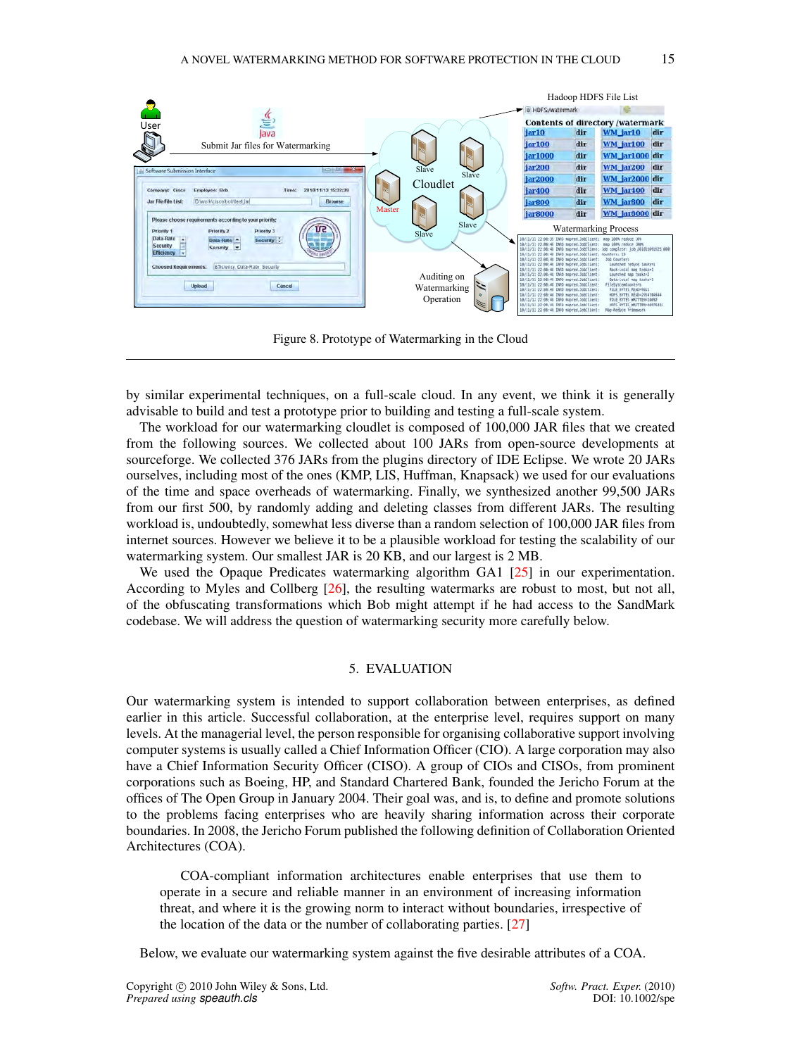Figure 8. Prototype of Watermarking in the Cloud

by similar experimental techniques, on a full-scale cloud. In any event, we think it is generally advisable to build and test a prototype prior to building and testing a full-scale system.

The workload for our watermarking cloudlet is composed of 100,000 JAR files that we created from the following sources. We collected about 100 JARs from open-source developments at sourceforge. We collected 376 JARs from the plugins directory of IDE Eclipse. We wrote 20 JARs ourselves, including most of the ones (KMP, LIS, Huffman, Knapsack) we used for our evaluations of the time and space overheads of watermarking. Finally, we synthesized another 99,500 JARs from our first 500, by randomly adding and deleting classes from different JARs. The resulting workload is, undoubtedly, somewhat less diverse than a random selection of 100,000 JAR files from internet sources. However we believe it to be a plausible workload for testing the scalability of our watermarking system. Our smallest JAR is 20 KB, and our largest is 2 MB.

We used the Opaque Predicates watermarking algorithm GA1 [25] in our experimentation. According to Myles and Collberg [26], the resulting watermarks are robust to most, but not all, of the obfuscating transformations which Bob might attempt if he had access to the SandMark codebase. We will address the question of watermarking security more carefully below.

## 5. EVALUATION

Our watermarking system is intended to support collaboration between enterprises, as defined earlier in this article. Successful collaboration, at the enterprise level, requires support on many levels. At the managerial level, the person responsible for organising collaborative support involving computer systems is usually called a Chief Information Officer (CIO). A large corporation may also have a Chief Information Security Officer (CISO). A group of CIOs and CISOs, from prominent corporations such as Boeing, HP, and Standard Chartered Bank, founded the Jericho Forum at the offices of The Open Group in January 2004. Their goal was, and is, to define and promote solutions to the problems facing enterprises who are heavily sharing information across their corporate boundaries. In 2008, the Jericho Forum published the following definition of Collaboration Oriented Architectures (COA).

> COA-compliant information architectures enable enterprises that use them to operate in a secure and reliable manner in an environment of increasing information threat, and where it is the growing norm to interact without boundaries, irrespective of the location of the data or the number of collaborating parties. [27]

Below, we evaluate our watermarking system against the five desirable attributes of a COA.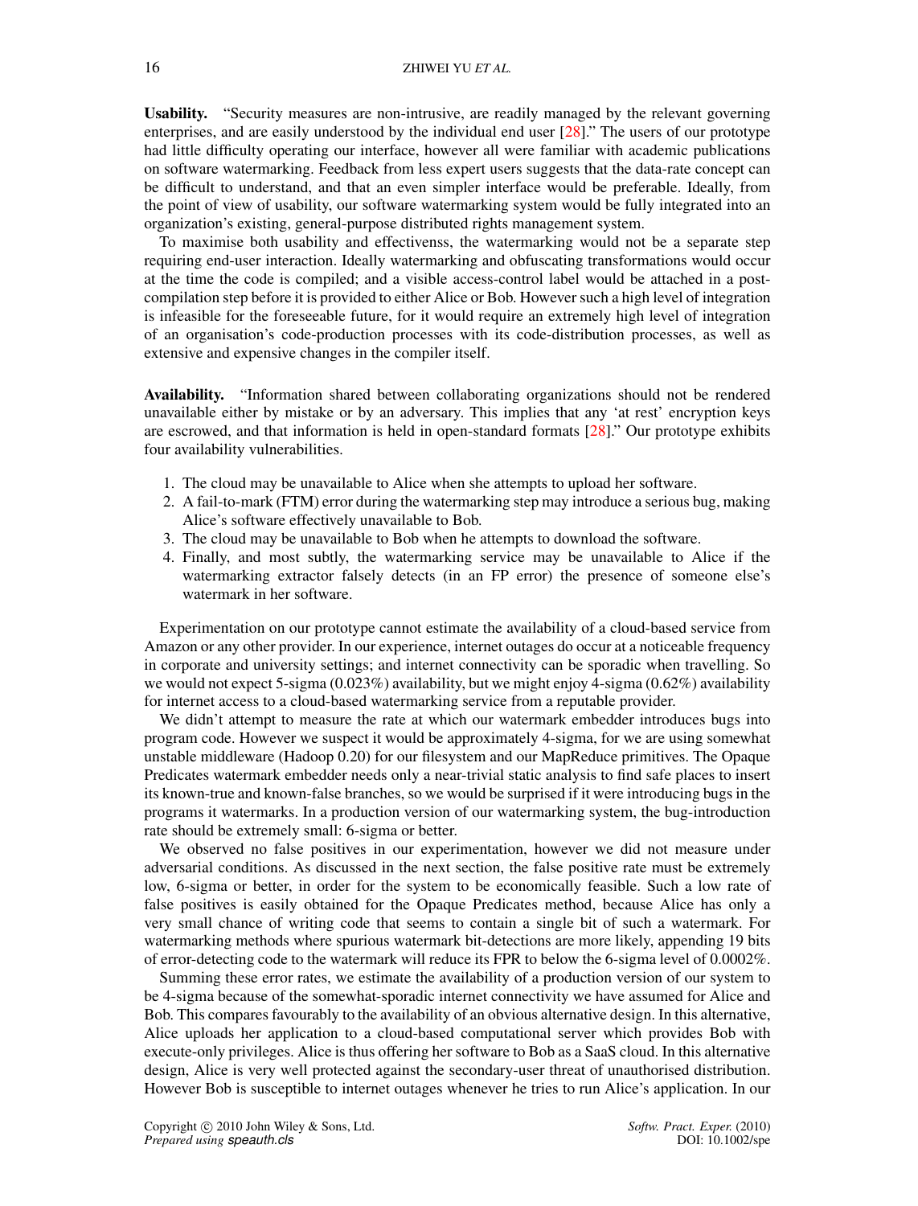**Usability.** "Security measures are non-intrusive, are readily managed by the relevant governing enterprises, and are easily understood by the individual end user [28]." The users of our prototype had little difficulty operating our interface, however all were familiar with academic publications on software watermarking. Feedback from less expert users suggests that the data-rate concept can be difficult to understand, and that an even simpler interface would be preferable. Ideally, from the point of view of usability, our software watermarking system would be fully integrated into an organization's existing, general-purpose distributed rights management system.

To maximise both usability and effectivenss, the watermarking would not be a separate step requiring end-user interaction. Ideally watermarking and obfuscating transformations would occur at the time the code is compiled; and a visible access-control label would be attached in a post-compilation step before it is provided to either Alice or Bob. However such a high level of integration is infeasible for the foreseeable future, for it would require an extremely high level of integration of an organisation's code-production processes with its code-distribution processes, as well as extensive and expensive changes in the compiler itself.

**Availability.** "Information shared between collaborating organizations should not be rendered unavailable either by mistake or by an adversary. This implies that any 'at rest' encryption keys are escrowed, and that information is held in open-standard formats [28]." Our prototype exhibits four availability vulnerabilities.

1. The cloud may be unavailable to Alice when she attempts to upload her software.
2. A fail-to-mark (FTM) error during the watermarking step may introduce a serious bug, making Alice's software effectively unavailable to Bob.
3. The cloud may be unavailable to Bob when he attempts to download the software.
4. Finally, and most subtly, the watermarking service may be unavailable to Alice if the watermarking extractor falsely detects (in an FP error) the presence of someone else's watermark in her software.

Experimentation on our prototype cannot estimate the availability of a cloud-based service from Amazon or any other provider. In our experience, internet outages do occur at a noticeable frequency in corporate and university settings; and internet connectivity can be sporadic when travelling. So we would not expect 5-sigma (0.023%) availability, but we might enjoy 4-sigma (0.62%) availability for internet access to a cloud-based watermarking service from a reputable provider.

We didn't attempt to measure the rate at which our watermark embedder introduces bugs into program code. However we suspect it would be approximately 4-sigma, for we are using somewhat unstable middleware (Hadoop 0.20) for our filesystem and our MapReduce primitives. The Opaque Predicates watermark embedder needs only a near-trivial static analysis to find safe places to insert its known-true and known-false branches, so we would be surprised if it were introducing bugs in the programs it watermarks. In a production version of our watermarking system, the bug-introduction rate should be extremely small: 6-sigma or better.

We observed no false positives in our experimentation, however we did not measure under adversarial conditions. As discussed in the next section, the false positive rate must be extremely low, 6-sigma or better, in order for the system to be economically feasible. Such a low rate of false positives is easily obtained for the Opaque Predicates method, because Alice has only a very small chance of writing code that seems to contain a single bit of such a watermark. For watermarking methods where spurious watermark bit-detections are more likely, appending 19 bits of error-detecting code to the watermark will reduce its FPR to below the 6-sigma level of 0.0002%.

Summing these error rates, we estimate the availability of a production version of our system to be 4-sigma because of the somewhat-sporadic internet connectivity we have assumed for Alice and Bob. This compares favourably to the availability of an obvious alternative design. In this alternative, Alice uploads her application to a cloud-based computational server which provides Bob with execute-only privileges. Alice is thus offering her software to Bob as a SaaS cloud. In this alternative design, Alice is very well protected against the secondary-user threat of unauthorised distribution. However Bob is susceptible to internet outages whenever he tries to run Alice's application. In our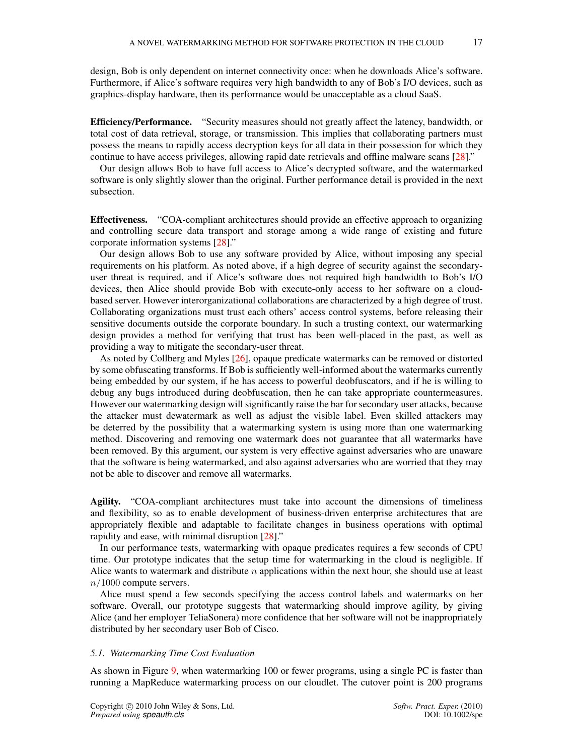design, Bob is only dependent on internet connectivity once: when he downloads Alice's software. Furthermore, if Alice's software requires very high bandwidth to any of Bob's I/O devices, such as graphics-display hardware, then its performance would be unacceptable as a cloud SaaS.

**Efficiency/Performance.** "Security measures should not greatly affect the latency, bandwidth, or total cost of data retrieval, storage, or transmission. This implies that collaborating partners must possess the means to rapidly access decryption keys for all data in their possession for which they continue to have access privileges, allowing rapid date retrievals and offline malware scans [28]."

Our design allows Bob to have full access to Alice's decrypted software, and the watermarked software is only slightly slower than the original. Further performance detail is provided in the next subsection.

**Effectiveness.** "COA-compliant architectures should provide an effective approach to organizing and controlling secure data transport and storage among a wide range of existing and future corporate information systems [28]."

Our design allows Bob to use any software provided by Alice, without imposing any special requirements on his platform. As noted above, if a high degree of security against the secondary-user threat is required, and if Alice's software does not required high bandwidth to Bob's I/O devices, then Alice should provide Bob with execute-only access to her software on a cloud-based server. However interorganizational collaborations are characterized by a high degree of trust. Collaborating organizations must trust each others' access control systems, before releasing their sensitive documents outside the corporate boundary. In such a trusting context, our watermarking design provides a method for verifying that trust has been well-placed in the past, as well as providing a way to mitigate the secondary-user threat.

As noted by Collberg and Myles [26], opaque predicate watermarks can be removed or distorted by some obfuscating transforms. If Bob is sufficiently well-informed about the watermarks currently being embedded by our system, if he has access to powerful deobfuscators, and if he is willing to debug any bugs introduced during deobfuscation, then he can take appropriate countermeasures. However our watermarking design will significantly raise the bar for secondary user attacks, because the attacker must dewatermark as well as adjust the visible label. Even skilled attackers may be deterred by the possibility that a watermarking system is using more than one watermarking method. Discovering and removing one watermark does not guarantee that all watermarks have been removed. By this argument, our system is very effective against adversaries who are unaware that the software is being watermarked, and also against adversaries who are worried that they may not be able to discover and remove all watermarks.

**Agility.** "COA-compliant architectures must take into account the dimensions of timeliness and flexibility, so as to enable development of business-driven enterprise architectures that are appropriately flexible and adaptable to facilitate changes in business operations with optimal rapidity and ease, with minimal disruption [28]."

In our performance tests, watermarking with opaque predicates requires a few seconds of CPU time. Our prototype indicates that the setup time for watermarking in the cloud is negligible. If Alice wants to watermark and distribute $n$ applications within the next hour, she should use at least $n/1000$ compute servers.

Alice must spend a few seconds specifying the access control labels and watermarks on her software. Overall, our prototype suggests that watermarking should improve agility, by giving Alice (and her employer TeliaSonera) more confidence that her software will not be inappropriately distributed by her secondary user Bob of Cisco.

### *5.1. Watermarking Time Cost Evaluation*

As shown in Figure 9, when watermarking 100 or fewer programs, using a single PC is faster than running a MapReduce watermarking process on our cloudlet. The cutover point is 200 programs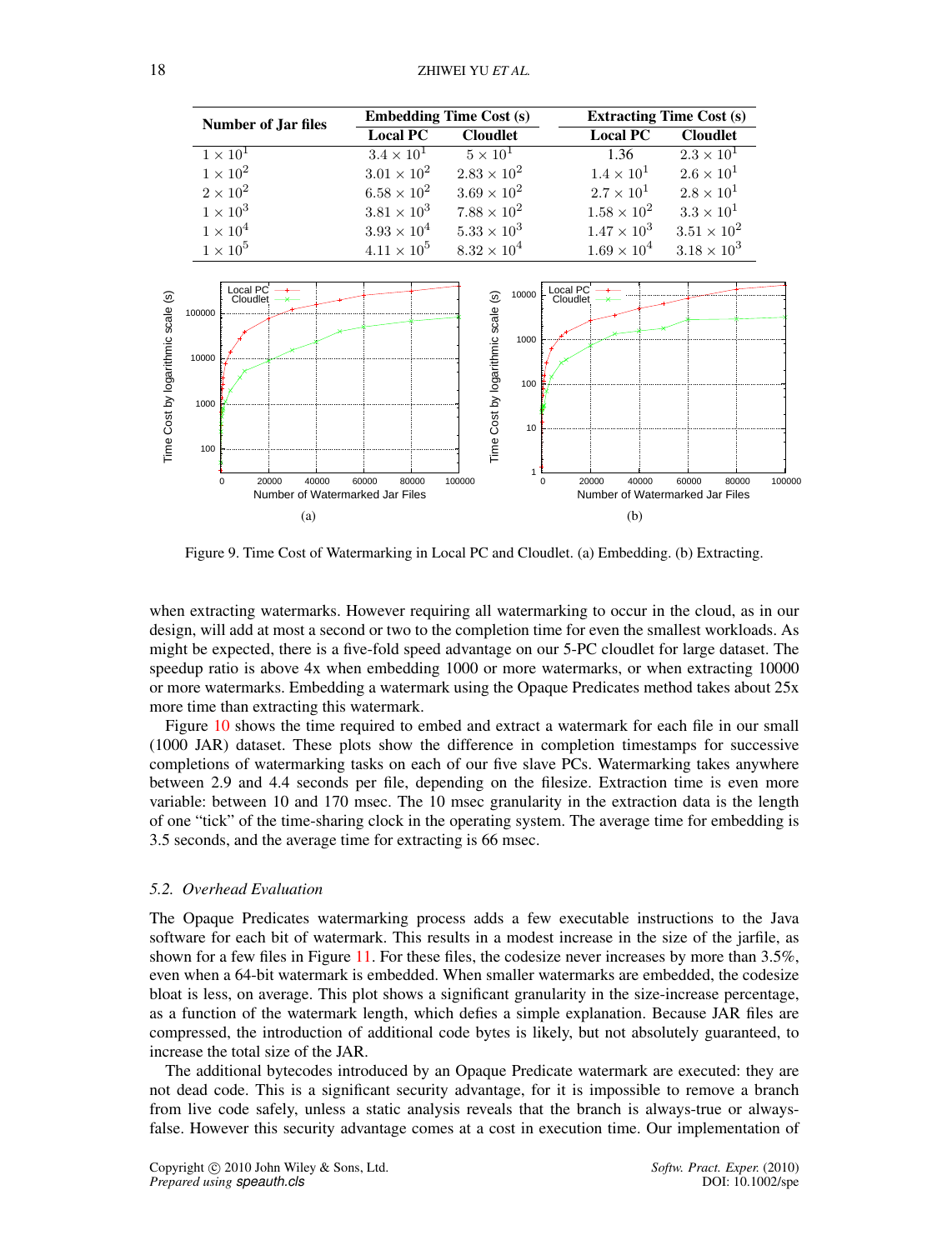| Number of Jar files | Embedding Time Cost (s) | | Extracting Time Cost (s) | |
|---|---|---|---|---|
| | Local PC | Cloudlet | Local PC | Cloudlet |
| $1 \times 10^1$ | $3.4 \times 10^1$ | $5 \times 10^1$ | 1.36 | $2.3 \times 10^1$ |
| $1 \times 10^2$ | $3.01 \times 10^2$ | $2.83 \times 10^2$ | $1.4 \times 10^1$ | $2.6 \times 10^1$ |
| $2 \times 10^2$ | $6.58 \times 10^2$ | $3.69 \times 10^2$ | $2.7 \times 10^1$ | $2.8 \times 10^1$ |
| $1 \times 10^3$ | $3.81 \times 10^3$ | $7.88 \times 10^2$ | $1.58 \times 10^2$ | $3.3 \times 10^1$ |
| $1 \times 10^4$ | $3.93 \times 10^4$ | $5.33 \times 10^3$ | $1.47 \times 10^3$ | $3.51 \times 10^2$ |
| $1 \times 10^5$ | $4.11 \times 10^5$ | $8.32 \times 10^4$ | $1.69 \times 10^4$ | $3.18 \times 10^3$ |

Figure 9. Time Cost of Watermarking in Local PC and Cloudlet. (a) Embedding. (b) Extracting.

when extracting watermarks. However requiring all watermarking to occur in the cloud, as in our design, will add at most a second or two to the completion time for even the smallest workloads. As might be expected, there is a five-fold speed advantage on our 5-PC cloudlet for large dataset. The speedup ratio is above 4x when embedding 1000 or more watermarks, or when extracting 10000 or more watermarks. Embedding a watermark using the Opaque Predicates method takes about 25x more time than extracting this watermark.

Figure 10 shows the time required to embed and extract a watermark for each file in our small (1000 JAR) dataset. These plots show the difference in completion timestamps for successive completions of watermarking tasks on each of our five slave PCs. Watermarking takes anywhere between 2.9 and 4.4 seconds per file, depending on the filesize. Extraction time is even more variable: between 10 and 170 msec. The 10 msec granularity in the extraction data is the length of one "tick" of the time-sharing clock in the operating system. The average time for embedding is 3.5 seconds, and the average time for extracting is 66 msec.

### 5.2. Overhead Evaluation

The Opaque Predicates watermarking process adds a few executable instructions to the Java software for each bit of watermark. This results in a modest increase in the size of the jarfile, as shown for a few files in Figure 11. For these files, the codesize never increases by more than 3.5%, even when a 64-bit watermark is embedded. When smaller watermarks are embedded, the codesize bloat is less, on average. This plot shows a significant granularity in the size-increase percentage, as a function of the watermark length, which defies a simple explanation. Because JAR files are compressed, the introduction of additional code bytes is likely, but not absolutely guaranteed, to increase the total size of the JAR.

The additional bytecodes introduced by an Opaque Predicate watermark are executed: they are not dead code. This is a significant security advantage, for it is impossible to remove a branch from live code safely, unless a static analysis reveals that the branch is always-true or always-false. However this security advantage comes at a cost in execution time. Our implementation of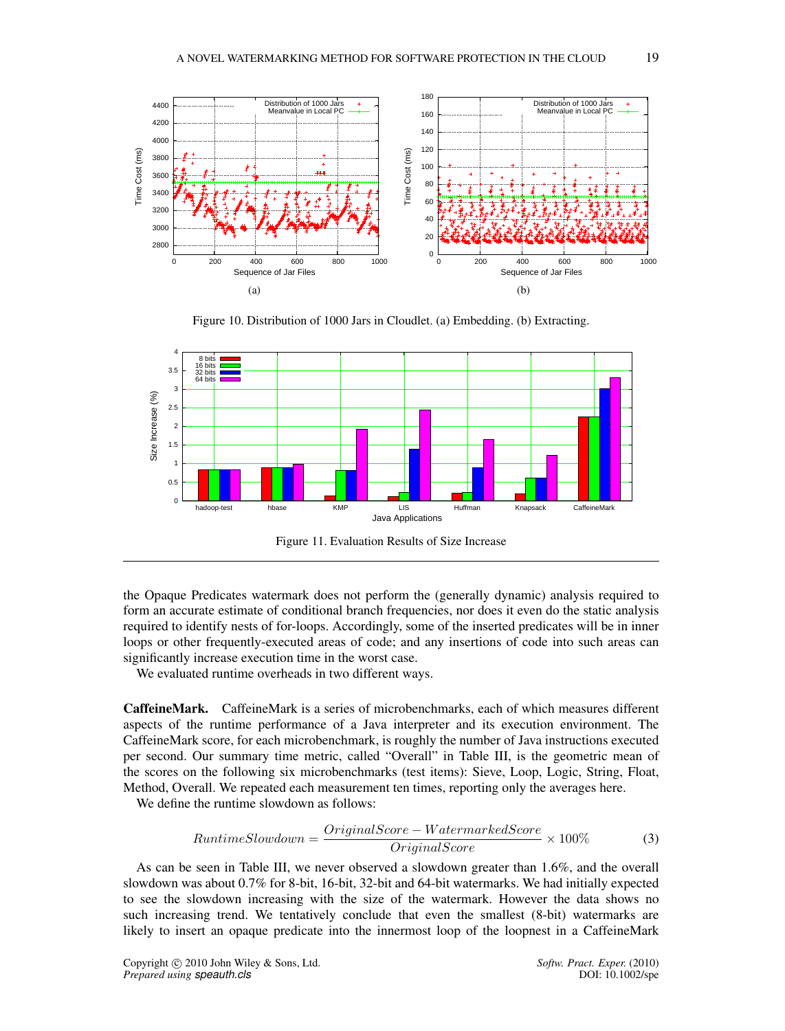Figure 10. Distribution of 1000 Jars in Cloudlet. (a) Embedding. (b) Extracting.

Figure 11. Evaluation Results of Size Increase

the Opaque Predicates watermark does not perform the (generally dynamic) analysis required to form an accurate estimate of conditional branch frequencies, nor does it even do the static analysis required to identify nests of for-loops. Accordingly, some of the inserted predicates will be in inner loops or other frequently-executed areas of code; and any insertions of code into such areas can significantly increase execution time in the worst case.

We evaluated runtime overheads in two different ways.

**CaffeineMark.** CaffeineMark is a series of microbenchmarks, each of which measures different aspects of the runtime performance of a Java interpreter and its execution environment. The CaffeineMark score, for each microbenchmark, is roughly the number of Java instructions executed per second. Our summary time metric, called "Overall" in Table III, is the geometric mean of the scores on the following six microbenchmarks (test items): Sieve, Loop, Logic, String, Float, Method, Overall. We repeated each measurement ten times, reporting only the averages here.

We define the runtime slowdown as follows:

$$RuntimeSlowdown = \frac{OriginalScore - WatermarkedScore}{OriginalScore} \times 100\% \tag{3}$$

As can be seen in Table III, we never observed a slowdown greater than 1.6%, and the overall slowdown was about 0.7% for 8-bit, 16-bit, 32-bit and 64-bit watermarks. We had initially expected to see the slowdown increasing with the size of the watermark. However the data shows no such increasing trend. We tentatively conclude that even the smallest (8-bit) watermarks are likely to insert an opaque predicate into the innermost loop of the loopnest in a CaffeineMark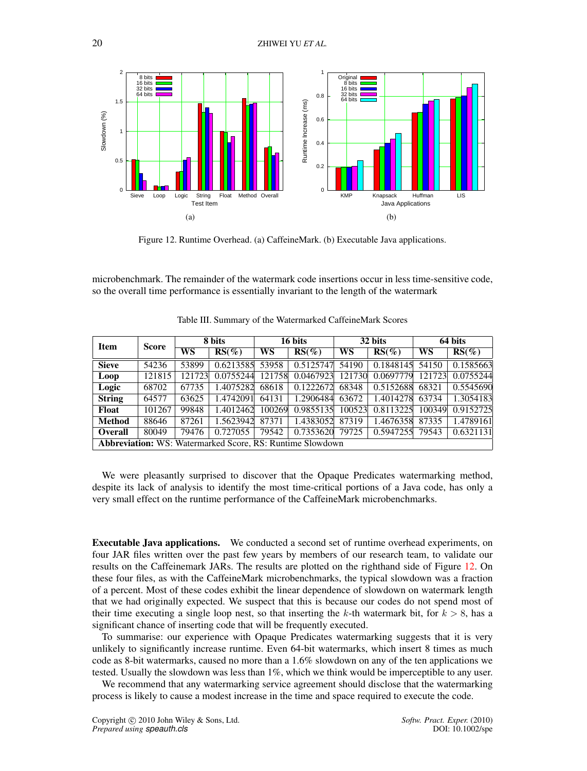Figure 12. Runtime Overhead. (a) CaffeineMark. (b) Executable Java applications.

microbenchmark. The remainder of the watermark code insertions occur in less time-sensitive code, so the overall time performance is essentially invariant to the length of the watermark

Table III. Summary of the Watermarked CaffeineMark Scores

| Item | Score | 8 bits | | 16 bits | | 32 bits | | 64 bits | |
|---|---|---|---|---|---|---|---|---|---|
| | | **WS** | **RS(%)** | **WS** | **RS(%)** | **WS** | **RS(%)** | **WS** | **RS(%)** |
| **Sieve** | 54236 | 53899 | 0.6213585 | 53958 | 0.5125747 | 54190 | 0.1848145 | 54150 | 0.1585663 |
| **Loop** | 121815 | 121723 | 0.0755244 | 121758 | 0.0467923 | 121730 | 0.0697779 | 121723 | 0.0755244 |
| **Logic** | 68702 | 67735 | 1.4075282 | 68618 | 0.1222672 | 68348 | 0.5152688 | 68321 | 0.5545690 |
| **String** | 64577 | 63625 | 1.4742091 | 64131 | 1.2906484 | 63672 | 1.4014278 | 63734 | 1.3054183 |
| **Float** | 101267 | 99848 | 1.4012462 | 100269 | 0.9855135 | 100523 | 0.8113225 | 100349 | 0.9152725 |
| **Method** | 88646 | 87261 | 1.5623942 | 87371 | 1.4383052 | 87319 | 1.4676358 | 87335 | 1.4789161 |
| **Overall** | 80049 | 79476 | 0.727055 | 79542 | 0.7353620 | 79725 | 0.5947255 | 79543 | 0.6321131 |
| **Abbreviation:** WS: Watermarked Score, RS: Runtime Slowdown | | | | | | | | | |

We were pleasantly surprised to discover that the Opaque Predicates watermarking method, despite its lack of analysis to identify the most time-critical portions of a Java code, has only a very small effect on the runtime performance of the CaffeineMark microbenchmarks.

**Executable Java applications.** We conducted a second set of runtime overhead experiments, on four JAR files written over the past few years by members of our research team, to validate our results on the Caffeinemark JARs. The results are plotted on the righthand side of Figure 12. On these four files, as with the CaffeineMark microbenchmarks, the typical slowdown was a fraction of a percent. Most of these codes exhibit the linear dependence of slowdown on watermark length that we had originally expected. We suspect that this is because our codes do not spend most of their time executing a single loop nest, so that inserting the $k$-th watermark bit, for $k > 8$, has a significant chance of inserting code that will be frequently executed.

To summarise: our experience with Opaque Predicates watermarking suggests that it is very unlikely to significantly increase runtime. Even 64-bit watermarks, which insert 8 times as much code as 8-bit watermarks, caused no more than a 1.6% slowdown on any of the ten applications we tested. Usually the slowdown was less than 1%, which we think would be imperceptible to any user.

We recommend that any watermarking service agreement should disclose that the watermarking process is likely to cause a modest increase in the time and space required to execute the code.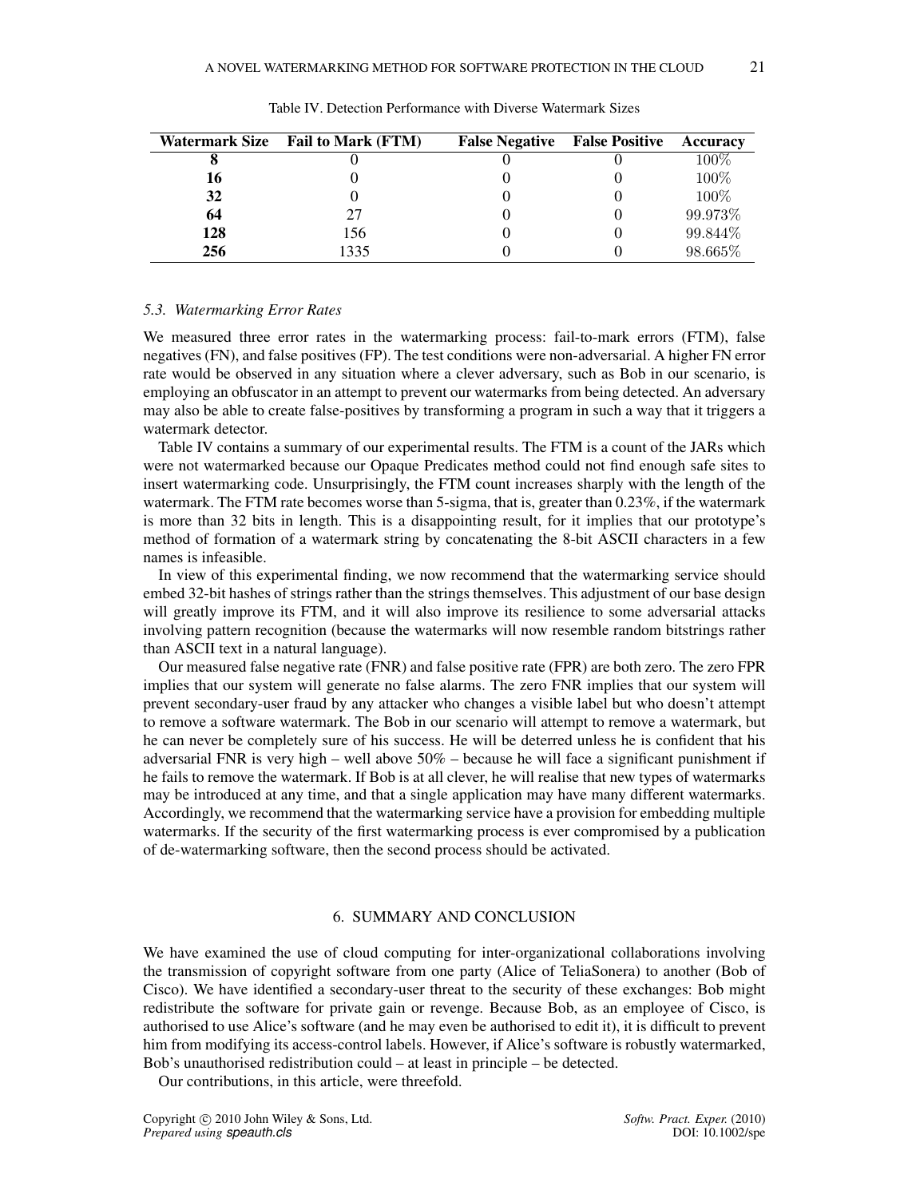Table IV. Detection Performance with Diverse Watermark Sizes

| Watermark Size | Fail to Mark (FTM) | False Negative | False Positive | Accuracy |
|---|---|---|---|---|
| **8** | 0 | 0 | 0 | 100% |
| **16** | 0 | 0 | 0 | 100% |
| **32** | 0 | 0 | 0 | 100% |
| **64** | 27 | 0 | 0 | 99.973% |
| **128** | 156 | 0 | 0 | 99.844% |
| **256** | 1335 | 0 | 0 | 98.665% |

### *5.3. Watermarking Error Rates*

We measured three error rates in the watermarking process: fail-to-mark errors (FTM), false negatives (FN), and false positives (FP). The test conditions were non-adversarial. A higher FN error rate would be observed in any situation where a clever adversary, such as Bob in our scenario, is employing an obfuscator in an attempt to prevent our watermarks from being detected. An adversary may also be able to create false-positives by transforming a program in such a way that it triggers a watermark detector.

Table IV contains a summary of our experimental results. The FTM is a count of the JARs which were not watermarked because our Opaque Predicates method could not find enough safe sites to insert watermarking code. Unsurprisingly, the FTM count increases sharply with the length of the watermark. The FTM rate becomes worse than 5-sigma, that is, greater than 0.23%, if the watermark is more than 32 bits in length. This is a disappointing result, for it implies that our prototype's method of formation of a watermark string by concatenating the 8-bit ASCII characters in a few names is infeasible.

In view of this experimental finding, we now recommend that the watermarking service should embed 32-bit hashes of strings rather than the strings themselves. This adjustment of our base design will greatly improve its FTM, and it will also improve its resilience to some adversarial attacks involving pattern recognition (because the watermarks will now resemble random bitstrings rather than ASCII text in a natural language).

Our measured false negative rate (FNR) and false positive rate (FPR) are both zero. The zero FPR implies that our system will generate no false alarms. The zero FNR implies that our system will prevent secondary-user fraud by any attacker who changes a visible label but who doesn't attempt to remove a software watermark. The Bob in our scenario will attempt to remove a watermark, but he can never be completely sure of his success. He will be deterred unless he is confident that his adversarial FNR is very high – well above 50% – because he will face a significant punishment if he fails to remove the watermark. If Bob is at all clever, he will realise that new types of watermarks may be introduced at any time, and that a single application may have many different watermarks. Accordingly, we recommend that the watermarking service have a provision for embedding multiple watermarks. If the security of the first watermarking process is ever compromised by a publication of de-watermarking software, then the second process should be activated.

## 6. SUMMARY AND CONCLUSION

We have examined the use of cloud computing for inter-organizational collaborations involving the transmission of copyright software from one party (Alice of TeliaSonera) to another (Bob of Cisco). We have identified a secondary-user threat to the security of these exchanges: Bob might redistribute the software for private gain or revenge. Because Bob, as an employee of Cisco, is authorised to use Alice's software (and he may even be authorised to edit it), it is difficult to prevent him from modifying its access-control labels. However, if Alice's software is robustly watermarked, Bob's unauthorised redistribution could – at least in principle – be detected.

Our contributions, in this article, were threefold.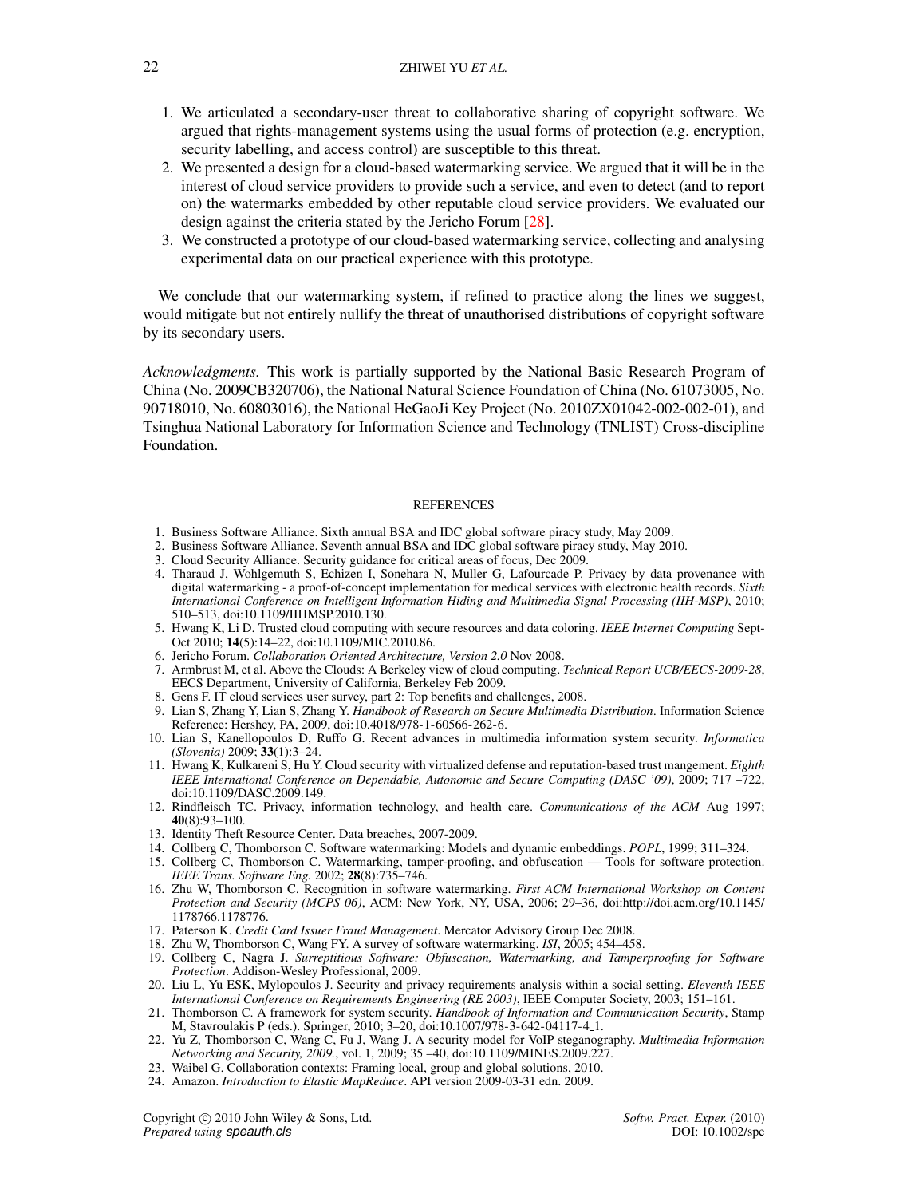1. We articulated a secondary-user threat to collaborative sharing of copyright software. We argued that rights-management systems using the usual forms of protection (e.g. encryption, security labelling, and access control) are susceptible to this threat.
2. We presented a design for a cloud-based watermarking service. We argued that it will be in the interest of cloud service providers to provide such a service, and even to detect (and to report on) the watermarks embedded by other reputable cloud service providers. We evaluated our design against the criteria stated by the Jericho Forum [28].
3. We constructed a prototype of our cloud-based watermarking service, collecting and analysing experimental data on our practical experience with this prototype.

We conclude that our watermarking system, if refined to practice along the lines we suggest, would mitigate but not entirely nullify the threat of unauthorised distributions of copyright software by its secondary users.

*Acknowledgments.* This work is partially supported by the National Basic Research Program of China (No. 2009CB320706), the National Natural Science Foundation of China (No. 61073005, No. 90718010, No. 60803016), the National HeGaoJi Key Project (No. 2010ZX01042-002-002-01), and Tsinghua National Laboratory for Information Science and Technology (TNLIST) Cross-discipline Foundation.

## REFERENCES

1. Business Software Alliance. Sixth annual BSA and IDC global software piracy study, May 2009.
2. Business Software Alliance. Seventh annual BSA and IDC global software piracy study, May 2010.
3. Cloud Security Alliance. Security guidance for critical areas of focus, Dec 2009.
4. Tharaud J, Wohlgemuth S, Echizen I, Sonehara N, Muller G, Lafourcade P. Privacy by data provenance with digital watermarking - a proof-of-concept implementation for medical services with electronic health records. *Sixth International Conference on Intelligent Information Hiding and Multimedia Signal Processing (IIH-MSP)*, 2010; 510–513, doi:10.1109/IIHMSP.2010.130.
5. Hwang K, Li D. Trusted cloud computing with secure resources and data coloring. *IEEE Internet Computing* Sept-Oct 2010; **14**(5):14–22, doi:10.1109/MIC.2010.86.
6. Jericho Forum. *Collaboration Oriented Architecture, Version 2.0* Nov 2008.
7. Armbrust M, et al. Above the Clouds: A Berkeley view of cloud computing. *Technical Report UCB/EECS-2009-28*, EECS Department, University of California, Berkeley Feb 2009.
8. Gens F. IT cloud services user survey, part 2: Top benefits and challenges, 2008.
9. Lian S, Zhang Y, Lian S, Zhang Y. *Handbook of Research on Secure Multimedia Distribution*. Information Science Reference: Hershey, PA, 2009, doi:10.4018/978-1-60566-262-6.
10. Lian S, Kanellopoulos D, Ruffo G. Recent advances in multimedia information system security. *Informatica (Slovenia)* 2009; **33**(1):3–24.
11. Hwang K, Kulkareni S, Hu Y. Cloud security with virtualized defense and reputation-based trust mangement. *Eighth IEEE International Conference on Dependable, Autonomic and Secure Computing (DASC '09)*, 2009; 717 –722, doi:10.1109/DASC.2009.149.
12. Rindfleisch TC. Privacy, information technology, and health care. *Communications of the ACM* Aug 1997; **40**(8):93–100.
13. Identity Theft Resource Center. Data breaches, 2007-2009.
14. Collberg C, Thomborson C. Software watermarking: Models and dynamic embeddings. *POPL*, 1999; 311–324.
15. Collberg C, Thomborson C. Watermarking, tamper-proofing, and obfuscation — Tools for software protection. *IEEE Trans. Software Eng.* 2002; **28**(8):735–746.
16. Zhu W, Thomborson C. Recognition in software watermarking. *First ACM International Workshop on Content Protection and Security (MCPS 06)*, ACM: New York, NY, USA, 2006; 29–36, doi:http://doi.acm.org/10.1145/1178766.1178776.
17. Paterson K. *Credit Card Issuer Fraud Management*. Mercator Advisory Group Dec 2008.
18. Zhu W, Thomborson C, Wang FY. A survey of software watermarking. *ISI*, 2005; 454–458.
19. Collberg C, Nagra J. *Surreptitious Software: Obfuscation, Watermarking, and Tamperproofing for Software Protection*. Addison-Wesley Professional, 2009.
20. Liu L, Yu ESK, Mylopoulos J. Security and privacy requirements analysis within a social setting. *Eleventh IEEE International Conference on Requirements Engineering (RE 2003)*, IEEE Computer Society, 2003; 151–161.
21. Thomborson C. A framework for system security. *Handbook of Information and Communication Security*, Stamp M, Stavroulakis P (eds.). Springer, 2010; 3–20, doi:10.1007/978-3-642-04117-4_1.
22. Yu Z, Thomborson C, Wang C, Fu J, Wang J. A security model for VoIP steganography. *Multimedia Information Networking and Security, 2009.*, vol. 1, 2009; 35 –40, doi:10.1109/MINES.2009.227.
23. Waibel G. Collaboration contexts: Framing local, group and global solutions, 2010.
24. Amazon. *Introduction to Elastic MapReduce*. API version 2009-03-31 edn. 2009.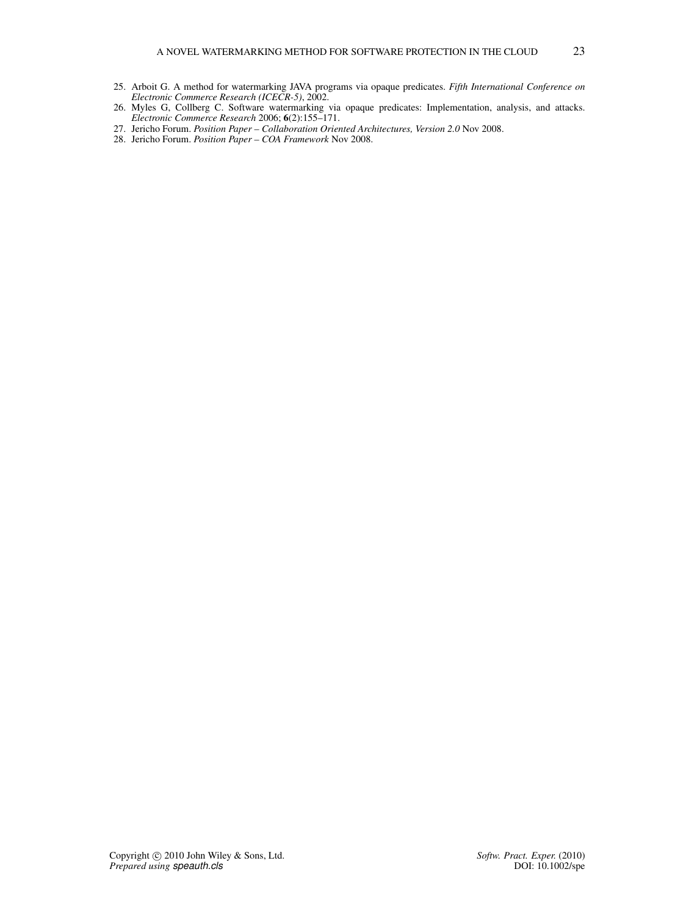25. Arboit G. A method for watermarking JAVA programs via opaque predicates. *Fifth International Conference on Electronic Commerce Research (ICECR-5)*, 2002.
26. Myles G, Collberg C. Software watermarking via opaque predicates: Implementation, analysis, and attacks. *Electronic Commerce Research* 2006; **6**(2):155–171.
27. Jericho Forum. *Position Paper – Collaboration Oriented Architectures, Version 2.0* Nov 2008.
28. Jericho Forum. *Position Paper – COA Framework* Nov 2008.